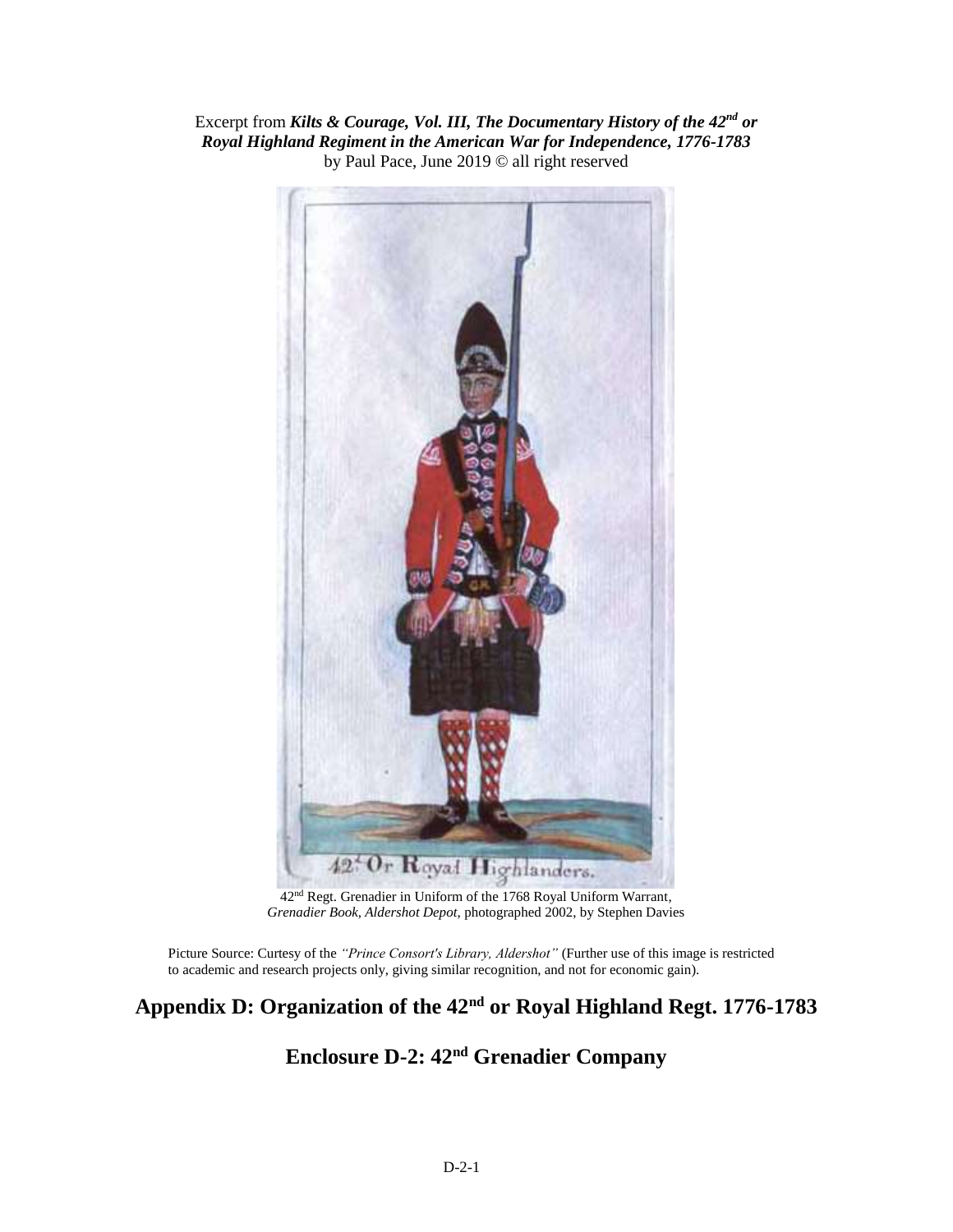Excerpt from ***Kilts & Courage, Vol. III, The Documentary History of the 42nd or Royal Highland Regiment in the American War for Independence, 1776-1783***
by Paul Pace, June 2019 © all right reserved

42nd Regt. Grenadier in Uniform of the 1768 Royal Uniform Warrant, *Grenadier Book, Aldershot Depot*, photographed 2002, by Stephen Davies

Picture Source: Curtesy of the *"Prince Consort's Library, Aldershot"* (Further use of this image is restricted to academic and research projects only, giving similar recognition, and not for economic gain).

# Appendix D: Organization of the 42nd or Royal Highland Regt. 1776-1783

## Enclosure D-2: 42nd Grenadier Company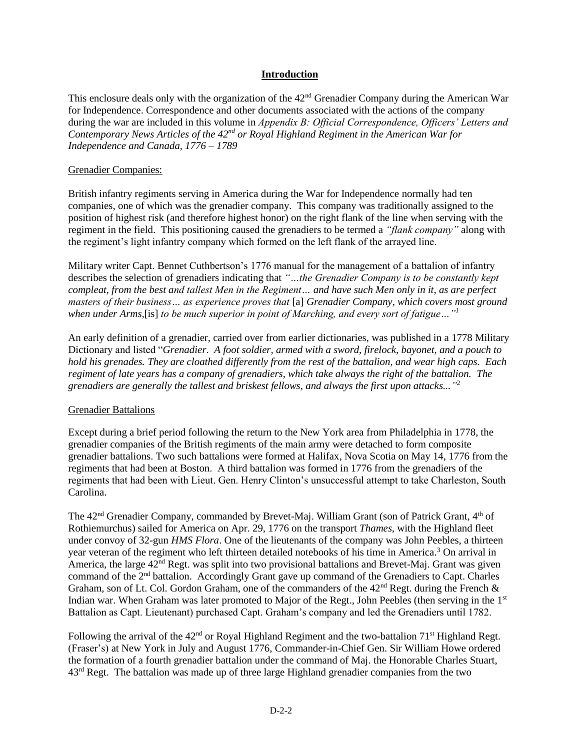## Introduction

This enclosure deals only with the organization of the 42nd Grenadier Company during the American War for Independence. Correspondence and other documents associated with the actions of the company during the war are included in this volume in *Appendix B: Official Correspondence, Officers' Letters and Contemporary News Articles of the 42nd or Royal Highland Regiment in the American War for Independence and Canada, 1776 – 1789*

### Grenadier Companies:

British infantry regiments serving in America during the War for Independence normally had ten companies, one of which was the grenadier company. This company was traditionally assigned to the position of highest risk (and therefore highest honor) on the right flank of the line when serving with the regiment in the field. This positioning caused the grenadiers to be termed a *"flank company"* along with the regiment's light infantry company which formed on the left flank of the arrayed line.

Military writer Capt. Bennet Cuthbertson's 1776 manual for the management of a battalion of infantry describes the selection of grenadiers indicating that *"…the Grenadier Company is to be constantly kept compleat, from the best and tallest Men in the Regiment… and have such Men only in it, as are perfect masters of their business… as experience proves that* [a] *Grenadier Company, which covers most ground when under Arms,*[is] *to be much superior in point of Marching, and every sort of fatigue…"*[1]

An early definition of a grenadier, carried over from earlier dictionaries, was published in a 1778 Military Dictionary and listed "*Grenadier. A foot soldier, armed with a sword, firelock, bayonet, and a pouch to hold his grenades. They are cloathed differently from the rest of the battalion, and wear high caps. Each regiment of late years has a company of grenadiers, which take always the right of the battalion. The grenadiers are generally the tallest and briskest fellows, and always the first upon attacks..."*[2]

### Grenadier Battalions

Except during a brief period following the return to the New York area from Philadelphia in 1778, the grenadier companies of the British regiments of the main army were detached to form composite grenadier battalions. Two such battalions were formed at Halifax, Nova Scotia on May 14, 1776 from the regiments that had been at Boston. A third battalion was formed in 1776 from the grenadiers of the regiments that had been with Lieut. Gen. Henry Clinton's unsuccessful attempt to take Charleston, South Carolina.

The 42nd Grenadier Company, commanded by Brevet-Maj. William Grant (son of Patrick Grant, 4th of Rothiemurchus) sailed for America on Apr. 29, 1776 on the transport *Thames*, with the Highland fleet under convoy of 32-gun *HMS Flora*. One of the lieutenants of the company was John Peebles, a thirteen year veteran of the regiment who left thirteen detailed notebooks of his time in America.[3] On arrival in America, the large 42nd Regt. was split into two provisional battalions and Brevet-Maj. Grant was given command of the 2nd battalion. Accordingly Grant gave up command of the Grenadiers to Capt. Charles Graham, son of Lt. Col. Gordon Graham, one of the commanders of the 42nd Regt. during the French & Indian war. When Graham was later promoted to Major of the Regt., John Peebles (then serving in the 1st Battalion as Capt. Lieutenant) purchased Capt. Graham's company and led the Grenadiers until 1782.

Following the arrival of the 42nd or Royal Highland Regiment and the two-battalion 71st Highland Regt. (Fraser's) at New York in July and August 1776, Commander-in-Chief Gen. Sir William Howe ordered the formation of a fourth grenadier battalion under the command of Maj. the Honorable Charles Stuart, 43rd Regt. The battalion was made up of three large Highland grenadier companies from the two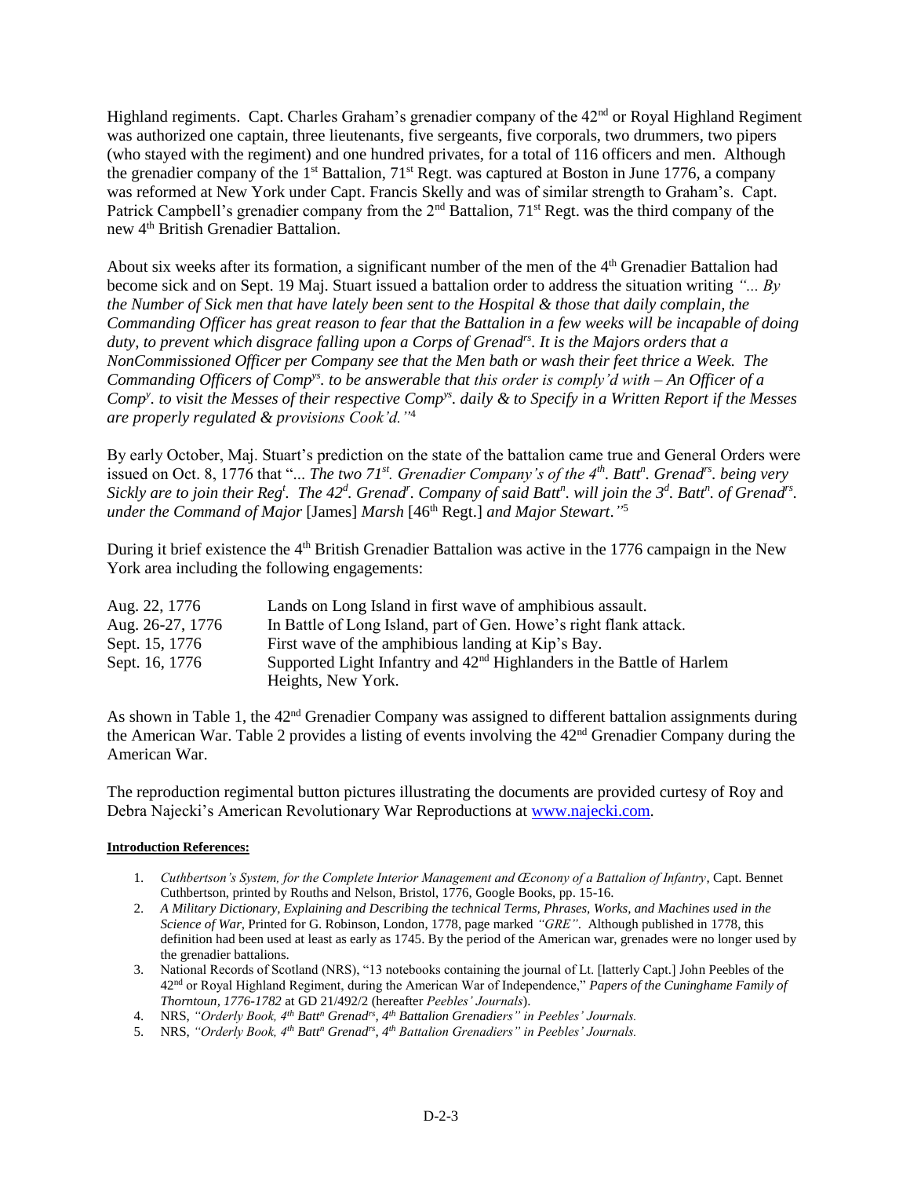Highland regiments. Capt. Charles Graham's grenadier company of the 42nd or Royal Highland Regiment was authorized one captain, three lieutenants, five sergeants, five corporals, two drummers, two pipers (who stayed with the regiment) and one hundred privates, for a total of 116 officers and men. Although the grenadier company of the 1st Battalion, 71st Regt. was captured at Boston in June 1776, a company was reformed at New York under Capt. Francis Skelly and was of similar strength to Graham's. Capt. Patrick Campbell's grenadier company from the 2nd Battalion, 71st Regt. was the third company of the new 4th British Grenadier Battalion.

About six weeks after its formation, a significant number of the men of the 4th Grenadier Battalion had become sick and on Sept. 19 Maj. Stuart issued a battalion order to address the situation writing *"... By the Number of Sick men that have lately been sent to the Hospital & those that daily complain, the Commanding Officer has great reason to fear that the Battalion in a few weeks will be incapable of doing duty, to prevent which disgrace falling upon a Corps of Grenadrs. It is the Majors orders that a NonCommissioned Officer per Company see that the Men bath or wash their feet thrice a Week. The Commanding Officers of Compys. to be answerable that this order is comply'd with – An Officer of a Compy. to visit the Messes of their respective Compys. daily & to Specify in a Written Report if the Messes are properly regulated & provisions Cook'd."*[4]

By early October, Maj. Stuart's prediction on the state of the battalion came true and General Orders were issued on Oct. 8, 1776 that "*... The two 71st. Grenadier Company's of the 4th. Battn. Grenadrs. being very Sickly are to join their Regt. The 42d. Grenadr. Company of said Battn. will join the 3d. Battn. of Grenadrs. under the Command of Major* [James] *Marsh* [46th Regt.] *and Major Stewart."*[5]

During it brief existence the 4th British Grenadier Battalion was active in the 1776 campaign in the New York area including the following engagements:

| | |
|---|---|
| Aug. 22, 1776 | Lands on Long Island in first wave of amphibious assault. |
| Aug. 26-27, 1776 | In Battle of Long Island, part of Gen. Howe's right flank attack. |
| Sept. 15, 1776 | First wave of the amphibious landing at Kip's Bay. |
| Sept. 16, 1776 | Supported Light Infantry and 42nd Highlanders in the Battle of Harlem Heights, New York. |

As shown in Table 1, the 42nd Grenadier Company was assigned to different battalion assignments during the American War. Table 2 provides a listing of events involving the 42nd Grenadier Company during the American War.

The reproduction regimental button pictures illustrating the documents are provided curtesy of Roy and Debra Najecki's American Revolutionary War Reproductions at www.najecki.com.

**Introduction References:**

1. *Cuthbertson's System, for the Complete Interior Management and Œconony of a Battalion of Infantry*, Capt. Bennet Cuthbertson, printed by Rouths and Nelson, Bristol, 1776, Google Books, pp. 15-16.
2. *A Military Dictionary, Explaining and Describing the technical Terms, Phrases, Works, and Machines used in the Science of War*, Printed for G. Robinson, London, 1778, page marked *"GRE"*. Although published in 1778, this definition had been used at least as early as 1745. By the period of the American war, grenades were no longer used by the grenadier battalions.
3. National Records of Scotland (NRS), "13 notebooks containing the journal of Lt. [latterly Capt.] John Peebles of the 42nd or Royal Highland Regiment, during the American War of Independence," *Papers of the Cuninghame Family of Thorntoun, 1776-1782* at GD 21/492/2 (hereafter *Peebles' Journals*).
4. NRS, *"Orderly Book, 4th Battn Grenadrs, 4th Battalion Grenadiers" in Peebles' Journals.*
5. NRS, *"Orderly Book, 4th Battn Grenadrs, 4th Battalion Grenadiers" in Peebles' Journals.*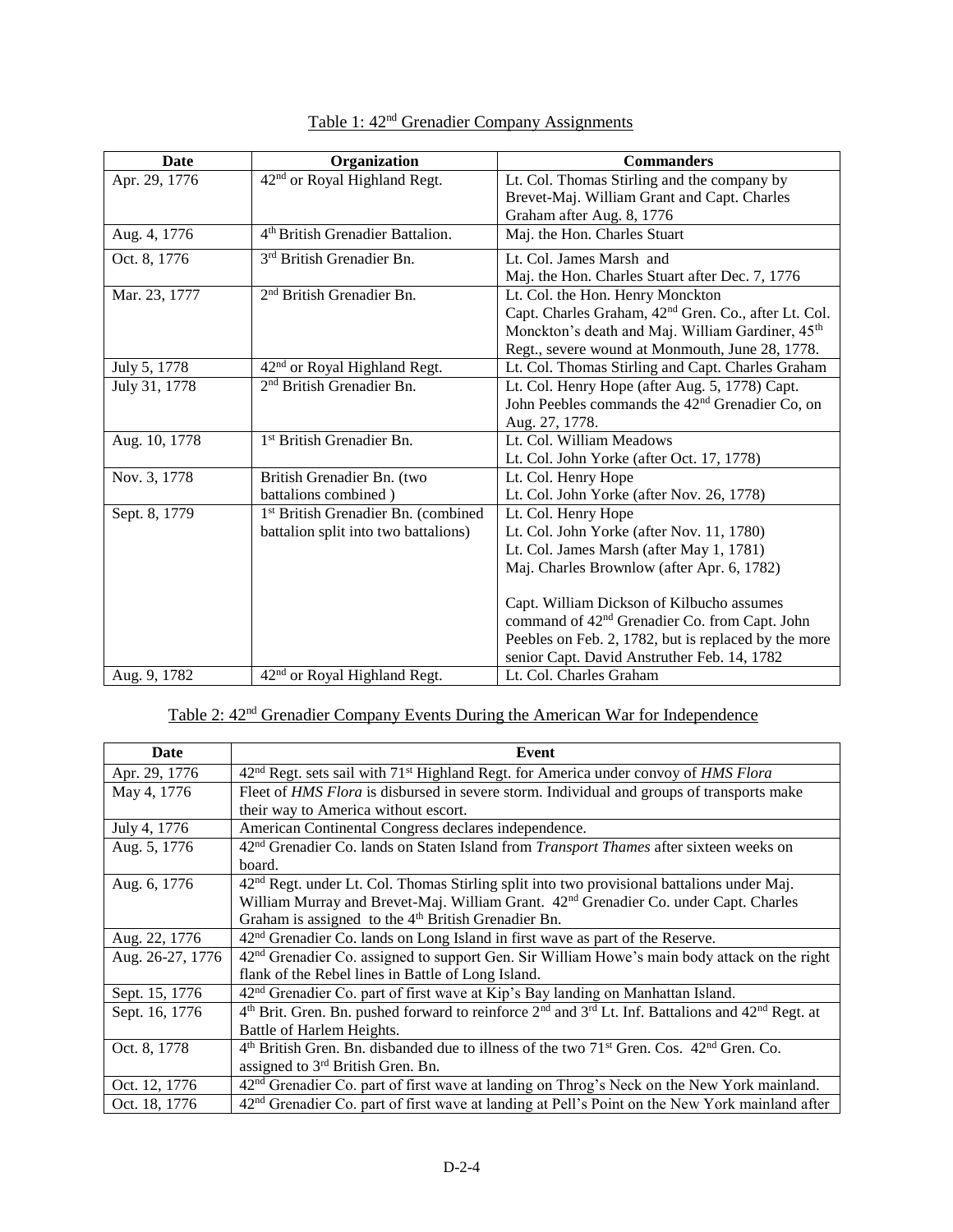Table 1: 42nd Grenadier Company Assignments

| Date | Organization | Commanders |
| --- | --- | --- |
| Apr. 29, 1776 | 42nd or Royal Highland Regt. | Lt. Col. Thomas Stirling and the company by Brevet-Maj. William Grant and Capt. Charles Graham after Aug. 8, 1776 |
| Aug. 4, 1776 | 4th British Grenadier Battalion. | Maj. the Hon. Charles Stuart |
| Oct. 8, 1776 | 3rd British Grenadier Bn. | Lt. Col. James Marsh and Maj. the Hon. Charles Stuart after Dec. 7, 1776 |
| Mar. 23, 1777 | 2nd British Grenadier Bn. | Lt. Col. the Hon. Henry Monckton Capt. Charles Graham, 42nd Gren. Co., after Lt. Col. Monckton's death and Maj. William Gardiner, 45th Regt., severe wound at Monmouth, June 28, 1778. |
| July 5, 1778 | 42nd or Royal Highland Regt. | Lt. Col. Thomas Stirling and Capt. Charles Graham |
| July 31, 1778 | 2nd British Grenadier Bn. | Lt. Col. Henry Hope (after Aug. 5, 1778) Capt. John Peebles commands the 42nd Grenadier Co, on Aug. 27, 1778. |
| Aug. 10, 1778 | 1st British Grenadier Bn. | Lt. Col. William Meadows Lt. Col. John Yorke (after Oct. 17, 1778) |
| Nov. 3, 1778 | British Grenadier Bn. (two battalions combined ) | Lt. Col. Henry Hope Lt. Col. John Yorke (after Nov. 26, 1778) |
| Sept. 8, 1779 | 1st British Grenadier Bn. (combined battalion split into two battalions) | Lt. Col. Henry Hope Lt. Col. John Yorke (after Nov. 11, 1780) Lt. Col. James Marsh (after May 1, 1781) Maj. Charles Brownlow (after Apr. 6, 1782) Capt. William Dickson of Kilbucho assumes command of 42nd Grenadier Co. from Capt. John Peebles on Feb. 2, 1782, but is replaced by the more senior Capt. David Anstruther Feb. 14, 1782 |
| Aug. 9, 1782 | 42nd or Royal Highland Regt. | Lt. Col. Charles Graham |

Table 2: 42nd Grenadier Company Events During the American War for Independence

| Date | Event |
| --- | --- |
| Apr. 29, 1776 | 42nd Regt. sets sail with 71st Highland Regt. for America under convoy of *HMS Flora* |
| May 4, 1776 | Fleet of *HMS Flora* is disbursed in severe storm. Individual and groups of transports make their way to America without escort. |
| July 4, 1776 | American Continental Congress declares independence. |
| Aug. 5, 1776 | 42nd Grenadier Co. lands on Staten Island from *Transport Thames* after sixteen weeks on board. |
| Aug. 6, 1776 | 42nd Regt. under Lt. Col. Thomas Stirling split into two provisional battalions under Maj. William Murray and Brevet-Maj. William Grant. 42nd Grenadier Co. under Capt. Charles Graham is assigned to the 4th British Grenadier Bn. |
| Aug. 22, 1776 | 42nd Grenadier Co. lands on Long Island in first wave as part of the Reserve. |
| Aug. 26-27, 1776 | 42nd Grenadier Co. assigned to support Gen. Sir William Howe's main body attack on the right flank of the Rebel lines in Battle of Long Island. |
| Sept. 15, 1776 | 42nd Grenadier Co. part of first wave at Kip's Bay landing on Manhattan Island. |
| Sept. 16, 1776 | 4th Brit. Gren. Bn. pushed forward to reinforce 2nd and 3rd Lt. Inf. Battalions and 42nd Regt. at Battle of Harlem Heights. |
| Oct. 8, 1778 | 4th British Gren. Bn. disbanded due to illness of the two 71st Gren. Cos. 42nd Gren. Co. assigned to 3rd British Gren. Bn. |
| Oct. 12, 1776 | 42nd Grenadier Co. part of first wave at landing on Throg's Neck on the New York mainland. |
| Oct. 18, 1776 | 42nd Grenadier Co. part of first wave at landing at Pell's Point on the New York mainland after |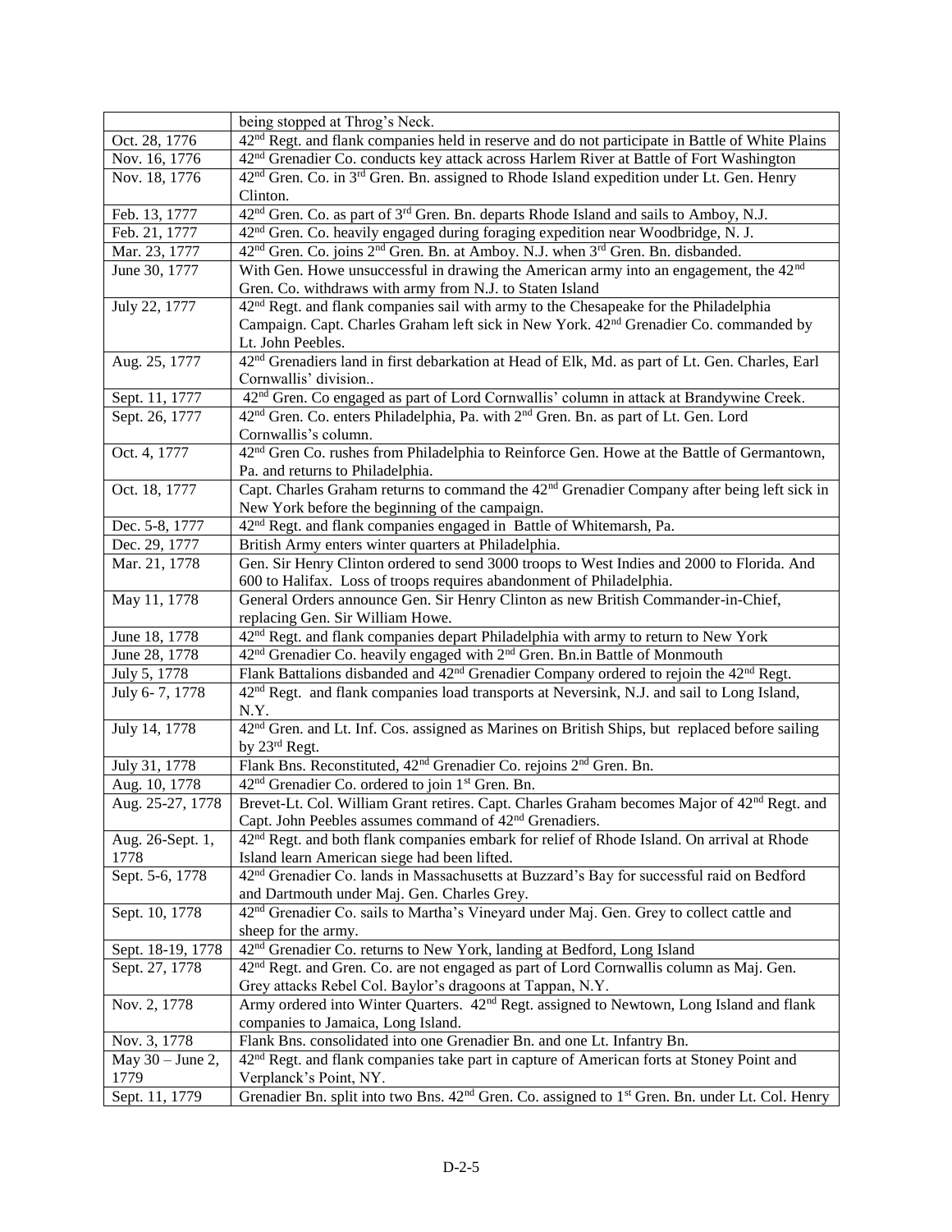| | |
|---|---|
| | being stopped at Throg's Neck. |
| Oct. 28, 1776 | 42nd Regt. and flank companies held in reserve and do not participate in Battle of White Plains |
| Nov. 16, 1776 | 42nd Grenadier Co. conducts key attack across Harlem River at Battle of Fort Washington |
| Nov. 18, 1776 | 42nd Gren. Co. in 3rd Gren. Bn. assigned to Rhode Island expedition under Lt. Gen. Henry Clinton. |
| Feb. 13, 1777 | 42nd Gren. Co. as part of 3rd Gren. Bn. departs Rhode Island and sails to Amboy, N.J. |
| Feb. 21, 1777 | 42nd Gren. Co. heavily engaged during foraging expedition near Woodbridge, N. J. |
| Mar. 23, 1777 | 42nd Gren. Co. joins 2nd Gren. Bn. at Amboy. N.J. when 3rd Gren. Bn. disbanded. |
| June 30, 1777 | With Gen. Howe unsuccessful in drawing the American army into an engagement, the 42nd Gren. Co. withdraws with army from N.J. to Staten Island |
| July 22, 1777 | 42nd Regt. and flank companies sail with army to the Chesapeake for the Philadelphia Campaign. Capt. Charles Graham left sick in New York. 42nd Grenadier Co. commanded by Lt. John Peebles. |
| Aug. 25, 1777 | 42nd Grenadiers land in first debarkation at Head of Elk, Md. as part of Lt. Gen. Charles, Earl Cornwallis' division.. |
| Sept. 11, 1777 | 42nd Gren. Co engaged as part of Lord Cornwallis' column in attack at Brandywine Creek. |
| Sept. 26, 1777 | 42nd Gren. Co. enters Philadelphia, Pa. with 2nd Gren. Bn. as part of Lt. Gen. Lord Cornwallis's column. |
| Oct. 4, 1777 | 42nd Gren Co. rushes from Philadelphia to Reinforce Gen. Howe at the Battle of Germantown, Pa. and returns to Philadelphia. |
| Oct. 18, 1777 | Capt. Charles Graham returns to command the 42nd Grenadier Company after being left sick in New York before the beginning of the campaign. |
| Dec. 5-8, 1777 | 42nd Regt. and flank companies engaged in Battle of Whitemarsh, Pa. |
| Dec. 29, 1777 | British Army enters winter quarters at Philadelphia. |
| Mar. 21, 1778 | Gen. Sir Henry Clinton ordered to send 3000 troops to West Indies and 2000 to Florida. And 600 to Halifax. Loss of troops requires abandonment of Philadelphia. |
| May 11, 1778 | General Orders announce Gen. Sir Henry Clinton as new British Commander-in-Chief, replacing Gen. Sir William Howe. |
| June 18, 1778 | 42nd Regt. and flank companies depart Philadelphia with army to return to New York |
| June 28, 1778 | 42nd Grenadier Co. heavily engaged with 2nd Gren. Bn.in Battle of Monmouth |
| July 5, 1778 | Flank Battalions disbanded and 42nd Grenadier Company ordered to rejoin the 42nd Regt. |
| July 6- 7, 1778 | 42nd Regt. and flank companies load transports at Neversink, N.J. and sail to Long Island, N.Y. |
| July 14, 1778 | 42nd Gren. and Lt. Inf. Cos. assigned as Marines on British Ships, but replaced before sailing by 23rd Regt. |
| July 31, 1778 | Flank Bns. Reconstituted, 42nd Grenadier Co. rejoins 2nd Gren. Bn. |
| Aug. 10, 1778 | 42nd Grenadier Co. ordered to join 1st Gren. Bn. |
| Aug. 25-27, 1778 | Brevet-Lt. Col. William Grant retires. Capt. Charles Graham becomes Major of 42nd Regt. and Capt. John Peebles assumes command of 42nd Grenadiers. |
| Aug. 26-Sept. 1, 1778 | 42nd Regt. and both flank companies embark for relief of Rhode Island. On arrival at Rhode Island learn American siege had been lifted. |
| Sept. 5-6, 1778 | 42nd Grenadier Co. lands in Massachusetts at Buzzard's Bay for successful raid on Bedford and Dartmouth under Maj. Gen. Charles Grey. |
| Sept. 10, 1778 | 42nd Grenadier Co. sails to Martha's Vineyard under Maj. Gen. Grey to collect cattle and sheep for the army. |
| Sept. 18-19, 1778 | 42nd Grenadier Co. returns to New York, landing at Bedford, Long Island |
| Sept. 27, 1778 | 42nd Regt. and Gren. Co. are not engaged as part of Lord Cornwallis column as Maj. Gen. Grey attacks Rebel Col. Baylor's dragoons at Tappan, N.Y. |
| Nov. 2, 1778 | Army ordered into Winter Quarters. 42nd Regt. assigned to Newtown, Long Island and flank companies to Jamaica, Long Island. |
| Nov. 3, 1778 | Flank Bns. consolidated into one Grenadier Bn. and one Lt. Infantry Bn. |
| May 30 – June 2, 1779 | 42nd Regt. and flank companies take part in capture of American forts at Stoney Point and Verplanck's Point, NY. |
| Sept. 11, 1779 | Grenadier Bn. split into two Bns. 42nd Gren. Co. assigned to 1st Gren. Bn. under Lt. Col. Henry |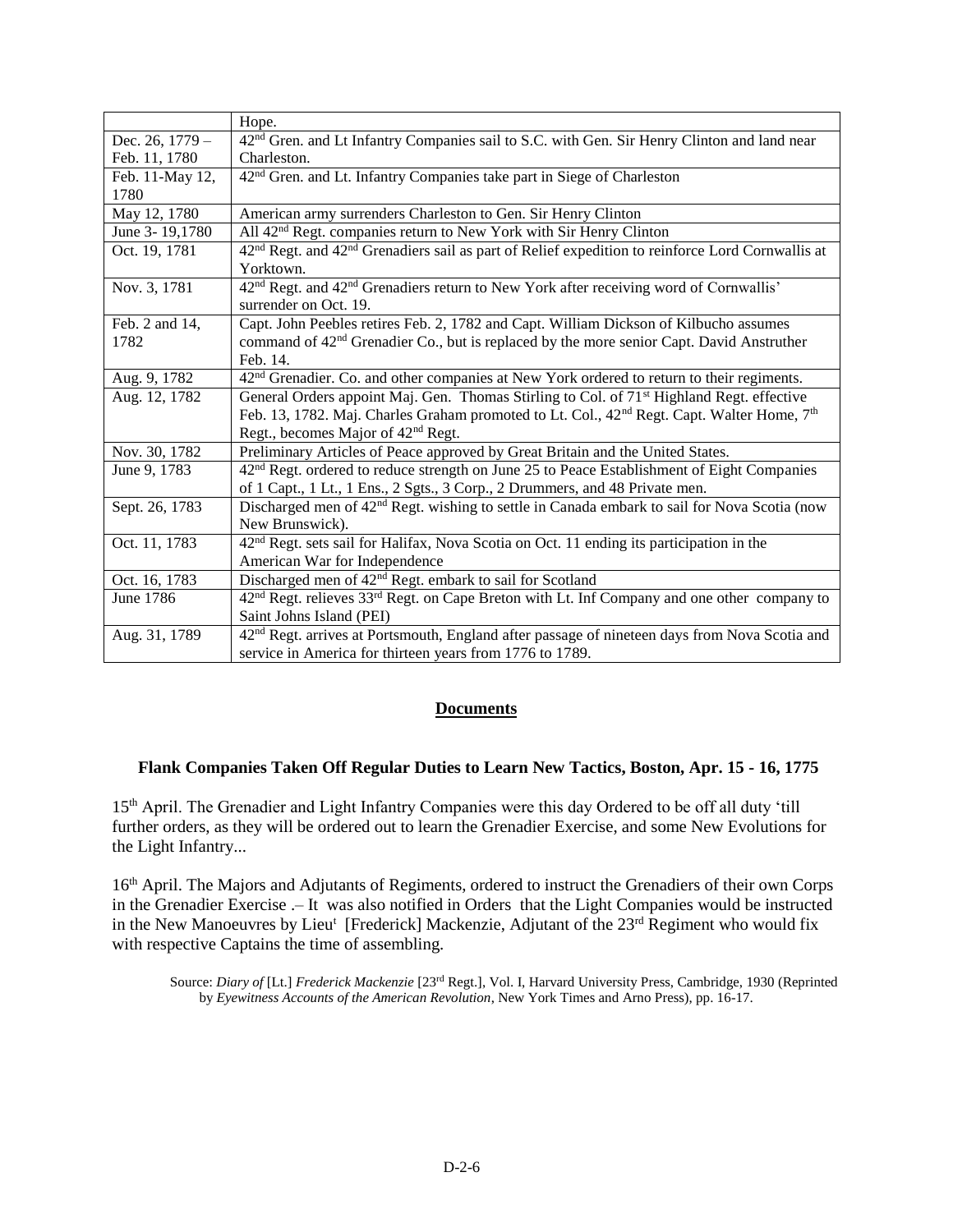| | |
|---|---|
| | Hope. |
| Dec. 26, 1779 – Feb. 11, 1780 | 42nd Gren. and Lt Infantry Companies sail to S.C. with Gen. Sir Henry Clinton and land near Charleston. |
| Feb. 11-May 12, 1780 | 42nd Gren. and Lt. Infantry Companies take part in Siege of Charleston |
| May 12, 1780 | American army surrenders Charleston to Gen. Sir Henry Clinton |
| June 3- 19,1780 | All 42nd Regt. companies return to New York with Sir Henry Clinton |
| Oct. 19, 1781 | 42nd Regt. and 42nd Grenadiers sail as part of Relief expedition to reinforce Lord Cornwallis at Yorktown. |
| Nov. 3, 1781 | 42nd Regt. and 42nd Grenadiers return to New York after receiving word of Cornwallis' surrender on Oct. 19. |
| Feb. 2 and 14, 1782 | Capt. John Peebles retires Feb. 2, 1782 and Capt. William Dickson of Kilbucho assumes command of 42nd Grenadier Co., but is replaced by the more senior Capt. David Anstruther Feb. 14. |
| Aug. 9, 1782 | 42nd Grenadier. Co. and other companies at New York ordered to return to their regiments. |
| Aug. 12, 1782 | General Orders appoint Maj. Gen. Thomas Stirling to Col. of 71st Highland Regt. effective Feb. 13, 1782. Maj. Charles Graham promoted to Lt. Col., 42nd Regt. Capt. Walter Home, 7th Regt., becomes Major of 42nd Regt. |
| Nov. 30, 1782 | Preliminary Articles of Peace approved by Great Britain and the United States. |
| June 9, 1783 | 42nd Regt. ordered to reduce strength on June 25 to Peace Establishment of Eight Companies of 1 Capt., 1 Lt., 1 Ens., 2 Sgts., 3 Corp., 2 Drummers, and 48 Private men. |
| Sept. 26, 1783 | Discharged men of 42nd Regt. wishing to settle in Canada embark to sail for Nova Scotia (now New Brunswick). |
| Oct. 11, 1783 | 42nd Regt. sets sail for Halifax, Nova Scotia on Oct. 11 ending its participation in the American War for Independence |
| Oct. 16, 1783 | Discharged men of 42nd Regt. embark to sail for Scotland |
| June 1786 | 42nd Regt. relieves 33rd Regt. on Cape Breton with Lt. Inf Company and one other company to Saint Johns Island (PEI) |
| Aug. 31, 1789 | 42nd Regt. arrives at Portsmouth, England after passage of nineteen days from Nova Scotia and service in America for thirteen years from 1776 to 1789. |

## **Documents**

### Flank Companies Taken Off Regular Duties to Learn New Tactics, Boston, Apr. 15 - 16, 1775

15th April. The Grenadier and Light Infantry Companies were this day Ordered to be off all duty 'till further orders, as they will be ordered out to learn the Grenadier Exercise, and some New Evolutions for the Light Infantry...

16th April. The Majors and Adjutants of Regiments, ordered to instruct the Grenadiers of their own Corps in the Grenadier Exercise .– It was also notified in Orders that the Light Companies would be instructed in the New Manoeuvres by Lieut [Frederick] Mackenzie, Adjutant of the 23rd Regiment who would fix with respective Captains the time of assembling.

Source: *Diary of* [Lt.] *Frederick Mackenzie* [23rd Regt.], Vol. I, Harvard University Press, Cambridge, 1930 (Reprinted by *Eyewitness Accounts of the American Revolution*, New York Times and Arno Press), pp. 16-17.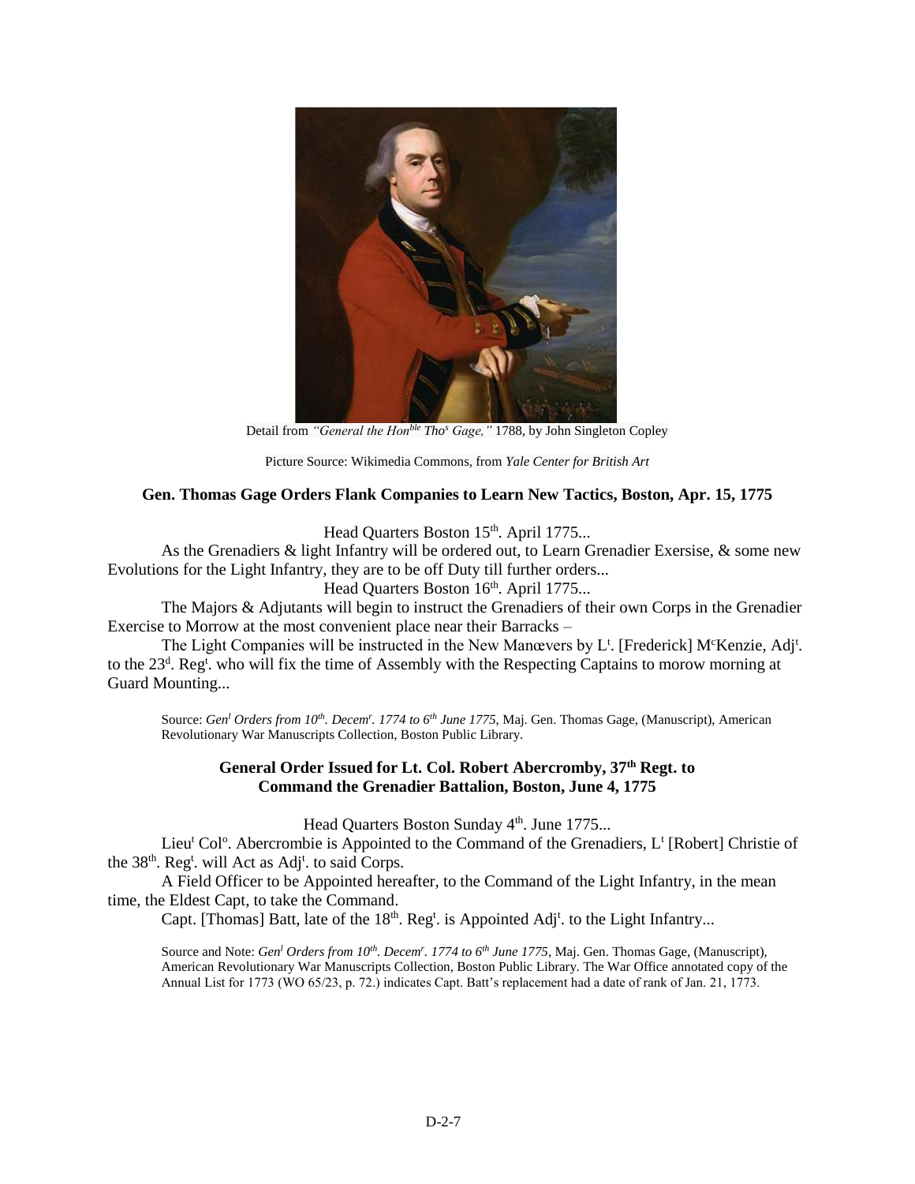Detail from *"General the Hon*[ble] *Tho*[s] *Gage,"* 1788, by John Singleton Copley

Picture Source: Wikimedia Commons, from *Yale Center for British Art*

### Gen. Thomas Gage Orders Flank Companies to Learn New Tactics, Boston, Apr. 15, 1775

Head Quarters Boston 15th. April 1775...

As the Grenadiers & light Infantry will be ordered out, to Learn Grenadier Exersise, & some new Evolutions for the Light Infantry, they are to be off Duty till further orders...

Head Quarters Boston 16th. April 1775...

The Majors & Adjutants will begin to instruct the Grenadiers of their own Corps in the Grenadier Exercise to Morrow at the most convenient place near their Barracks –

The Light Companies will be instructed in the New Manœvers by Lt. [Frederick] McKenzie, Adjt. to the 23d. Regt. who will fix the time of Assembly with the Respecting Captains to morow morning at Guard Mounting...

> Source: *Gen*l *Orders from 10th. Decem*r*. 1774 to 6th June 1775*, Maj. Gen. Thomas Gage, (Manuscript), American Revolutionary War Manuscripts Collection, Boston Public Library.

### General Order Issued for Lt. Col. Robert Abercromby, 37th Regt. to Command the Grenadier Battalion, Boston, June 4, 1775

Head Quarters Boston Sunday 4th. June 1775...

Lieut Colo. Abercrombie is Appointed to the Command of the Grenadiers, Lt [Robert] Christie of the 38th. Regt. will Act as Adjt. to said Corps.

A Field Officer to be Appointed hereafter, to the Command of the Light Infantry, in the mean time, the Eldest Capt, to take the Command.

Capt. [Thomas] Batt, late of the 18th. Regt. is Appointed Adjt. to the Light Infantry...

> Source and Note: *Gen*l *Orders from 10th. Decem*r*. 1774 to 6th June 1775*, Maj. Gen. Thomas Gage, (Manuscript), American Revolutionary War Manuscripts Collection, Boston Public Library. The War Office annotated copy of the Annual List for 1773 (WO 65/23, p. 72.) indicates Capt. Batt's replacement had a date of rank of Jan. 21, 1773.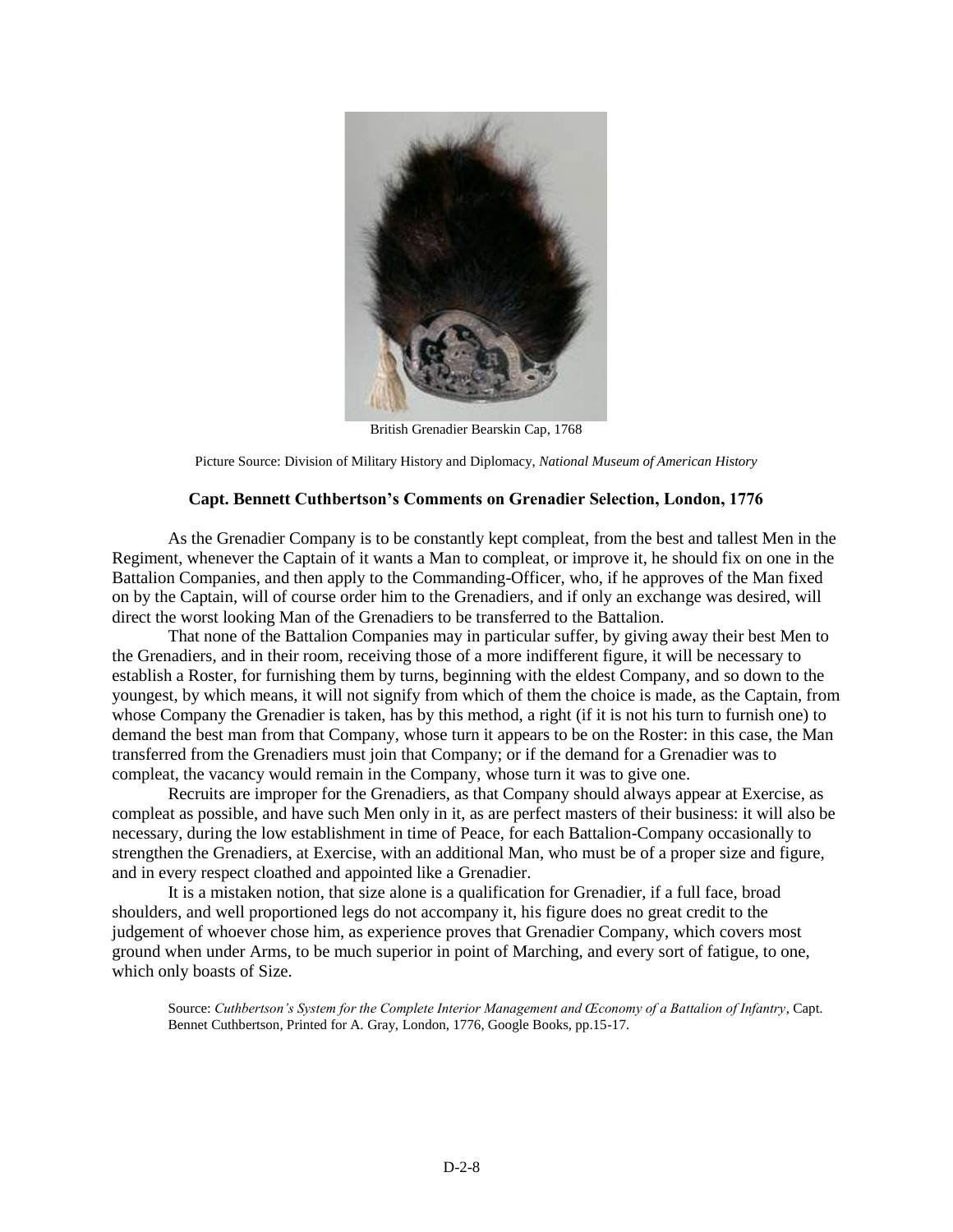British Grenadier Bearskin Cap, 1768

Picture Source: Division of Military History and Diplomacy, *National Museum of American History*

**Capt. Bennett Cuthbertson's Comments on Grenadier Selection, London, 1776**

As the Grenadier Company is to be constantly kept compleat, from the best and tallest Men in the Regiment, whenever the Captain of it wants a Man to compleat, or improve it, he should fix on one in the Battalion Companies, and then apply to the Commanding-Officer, who, if he approves of the Man fixed on by the Captain, will of course order him to the Grenadiers, and if only an exchange was desired, will direct the worst looking Man of the Grenadiers to be transferred to the Battalion.

That none of the Battalion Companies may in particular suffer, by giving away their best Men to the Grenadiers, and in their room, receiving those of a more indifferent figure, it will be necessary to establish a Roster, for furnishing them by turns, beginning with the eldest Company, and so down to the youngest, by which means, it will not signify from which of them the choice is made, as the Captain, from whose Company the Grenadier is taken, has by this method, a right (if it is not his turn to furnish one) to demand the best man from that Company, whose turn it appears to be on the Roster: in this case, the Man transferred from the Grenadiers must join that Company; or if the demand for a Grenadier was to compleat, the vacancy would remain in the Company, whose turn it was to give one.

Recruits are improper for the Grenadiers, as that Company should always appear at Exercise, as compleat as possible, and have such Men only in it, as are perfect masters of their business: it will also be necessary, during the low establishment in time of Peace, for each Battalion-Company occasionally to strengthen the Grenadiers, at Exercise, with an additional Man, who must be of a proper size and figure, and in every respect cloathed and appointed like a Grenadier.

It is a mistaken notion, that size alone is a qualification for Grenadier, if a full face, broad shoulders, and well proportioned legs do not accompany it, his figure does no great credit to the judgement of whoever chose him, as experience proves that Grenadier Company, which covers most ground when under Arms, to be much superior in point of Marching, and every sort of fatigue, to one, which only boasts of Size.

Source: *Cuthbertson's System for the Complete Interior Management and Œconomy of a Battalion of Infantry*, Capt. Bennet Cuthbertson, Printed for A. Gray, London, 1776, Google Books, pp.15-17.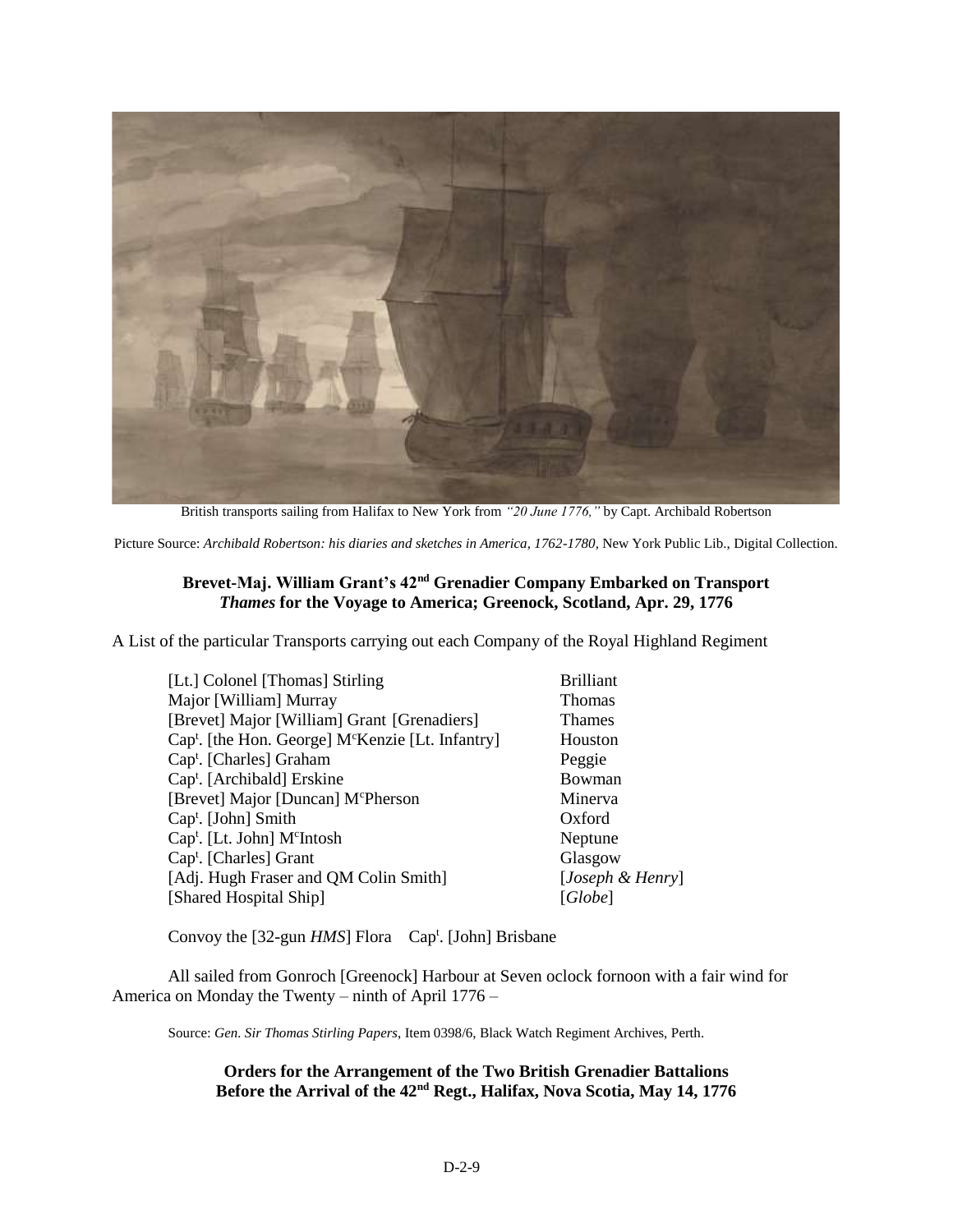British transports sailing from Halifax to New York from *"20 June 1776,"* by Capt. Archibald Robertson

Picture Source: *Archibald Robertson: his diaries and sketches in America, 1762-1780*, New York Public Lib., Digital Collection.

### Brevet-Maj. William Grant's 42nd Grenadier Company Embarked on Transport *Thames* for the Voyage to America; Greenock, Scotland, Apr. 29, 1776

A List of the particular Transports carrying out each Company of the Royal Highland Regiment

| | |
|---|---|
| [Lt.] Colonel [Thomas] Stirling | Brilliant |
| Major [William] Murray | Thomas |
| [Brevet] Major [William] Grant [Grenadiers] | Thames |
| Capt. [the Hon. George] McKenzie [Lt. Infantry] | Houston |
| Capt. [Charles] Graham | Peggie |
| Capt. [Archibald] Erskine | Bowman |
| [Brevet] Major [Duncan] McPherson | Minerva |
| Capt. [John] Smith | Oxford |
| Capt. [Lt. John] McIntosh | Neptune |
| Capt. [Charles] Grant | Glasgow |
| [Adj. Hugh Fraser and QM Colin Smith] | [*Joseph & Henry*] |
| [Shared Hospital Ship] | [*Globe*] |

Convoy the [32-gun *HMS*] Flora Capt. [John] Brisbane

All sailed from Gonroch [Greenock] Harbour at Seven oclock fornoon with a fair wind for America on Monday the Twenty – ninth of April 1776 –

Source: *Gen. Sir Thomas Stirling Papers*, Item 0398/6, Black Watch Regiment Archives, Perth.

### Orders for the Arrangement of the Two British Grenadier Battalions Before the Arrival of the 42nd Regt., Halifax, Nova Scotia, May 14, 1776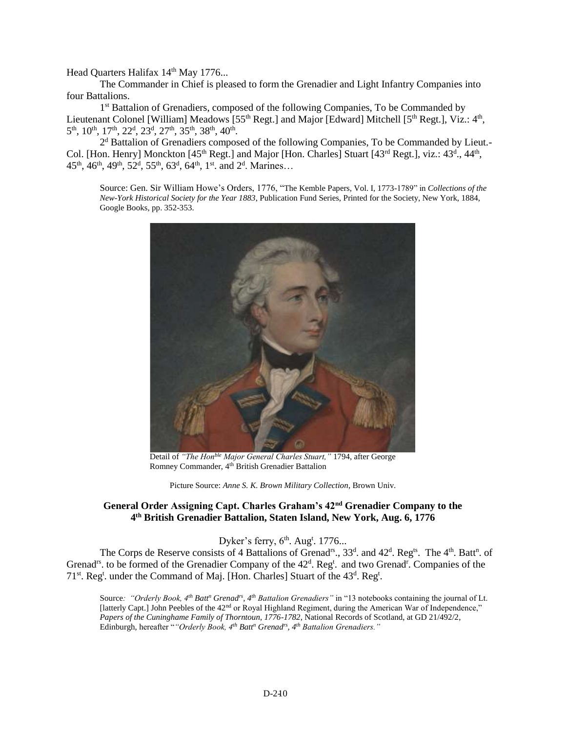Head Quarters Halifax 14th May 1776...

The Commander in Chief is pleased to form the Grenadier and Light Infantry Companies into four Battalions.

1st Battalion of Grenadiers, composed of the following Companies, To be Commanded by Lieutenant Colonel [William] Meadows [55th Regt.] and Major [Edward] Mitchell [5th Regt.], Viz.: 4th, 5th, 10th, 17th, 22d, 23d, 27th, 35th, 38th, 40th.

2d Battalion of Grenadiers composed of the following Companies, To be Commanded by Lieut.-Col. [Hon. Henry] Monckton [45th Regt.] and Major [Hon. Charles] Stuart [43rd Regt.], viz.: 43d., 44th, 45th, 46th, 49th, 52d, 55th, 63d, 64th, 1st. and 2d. Marines…

> Source: Gen. Sir William Howe's Orders, 1776, "The Kemble Papers, Vol. I, 1773-1789" in *Collections of the New-York Historical Society for the Year 1883*, Publication Fund Series, Printed for the Society, New York, 1884, Google Books, pp. 352-353.

Detail of *"The Honble Major General Charles Stuart,"* 1794, after George Romney Commander, 4th British Grenadier Battalion

Picture Source: *Anne S. K. Brown Military Collection*, Brown Univ.

**General Order Assigning Capt. Charles Graham's 42nd Grenadier Company to the 4th British Grenadier Battalion, Staten Island, New York, Aug. 6, 1776**

Dyker's ferry, 6th. Augt. 1776...

The Corps de Reserve consists of 4 Battalions of Grenadrs., 33d. and 42d. Regts. The 4th. Battn. of Grenadrs. to be formed of the Grenadier Company of the 42d. Regt. and two Grenadr. Companies of the 71st. Regt. under the Command of Maj. [Hon. Charles] Stuart of the 43d. Regt.

> Source*: "Orderly Book, 4th Battn Grenadrs, 4th Battalion Grenadiers"* in "13 notebooks containing the journal of Lt. [latterly Capt.] John Peebles of the 42nd or Royal Highland Regiment, during the American War of Independence," *Papers of the Cuninghame Family of Thorntoun, 1776-1782*, National Records of Scotland, at GD 21/492/2, Edinburgh, hereafter "*"Orderly Book, 4th Battn Grenadrs, 4th Battalion Grenadiers."*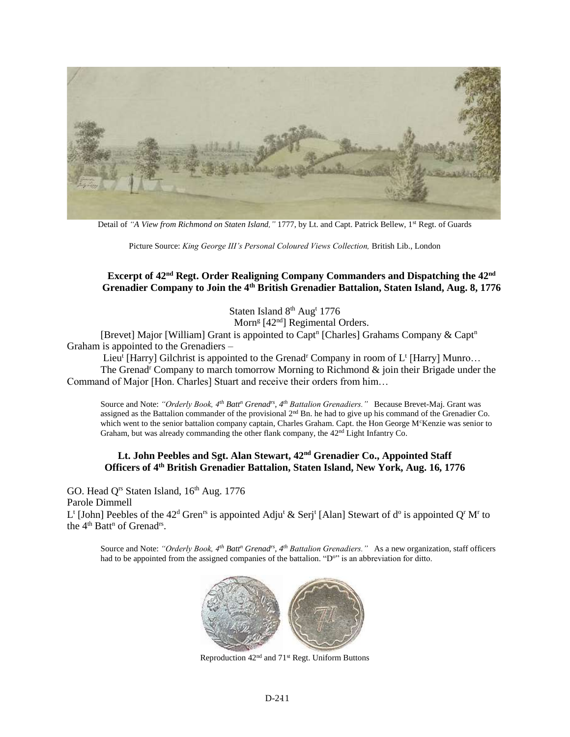Detail of *"A View from Richmond on Staten Island,"* 1777, by Lt. and Capt. Patrick Bellew, 1st Regt. of Guards

Picture Source: *King George III's Personal Coloured Views Collection,* British Lib., London

### Excerpt of 42nd Regt. Order Realigning Company Commanders and Dispatching the 42nd Grenadier Company to Join the 4th British Grenadier Battalion, Staten Island, Aug. 8, 1776

Staten Island 8th Augt 1776
Morng [42nd] Regimental Orders.

[Brevet] Major [William] Grant is appointed to Captn [Charles] Grahams Company & Captn Graham is appointed to the Grenadiers –

Lieut [Harry] Gilchrist is appointed to the Grenadr Company in room of Lt [Harry] Munro…

The Grenadr Company to march tomorrow Morning to Richmond & join their Brigade under the Command of Major [Hon. Charles] Stuart and receive their orders from him…

> Source and Note: *"Orderly Book, 4th Battn Grenadrs, 4th Battalion Grenadiers."* Because Brevet-Maj. Grant was assigned as the Battalion commander of the provisional 2nd Bn. he had to give up his command of the Grenadier Co. which went to the senior battalion company captain, Charles Graham. Capt. the Hon George McKenzie was senior to Graham, but was already commanding the other flank company, the 42nd Light Infantry Co.

### Lt. John Peebles and Sgt. Alan Stewart, 42nd Grenadier Co., Appointed Staff Officers of 4th British Grenadier Battalion, Staten Island, New York, Aug. 16, 1776

GO. Head Qrs Staten Island, 16th Aug. 1776
Parole Dimmell
Lt [John] Peebles of the 42d Grenrs is appointed Adjut & Serjt [Alan] Stewart of do is appointed Qr Mr to the 4th Battn of Grenadrs.

> Source and Note: *"Orderly Book, 4th Battn Grenadrs, 4th Battalion Grenadiers."* As a new organization, staff officers had to be appointed from the assigned companies of the battalion. "Do" is an abbreviation for ditto.

Reproduction 42nd and 71st Regt. Uniform Buttons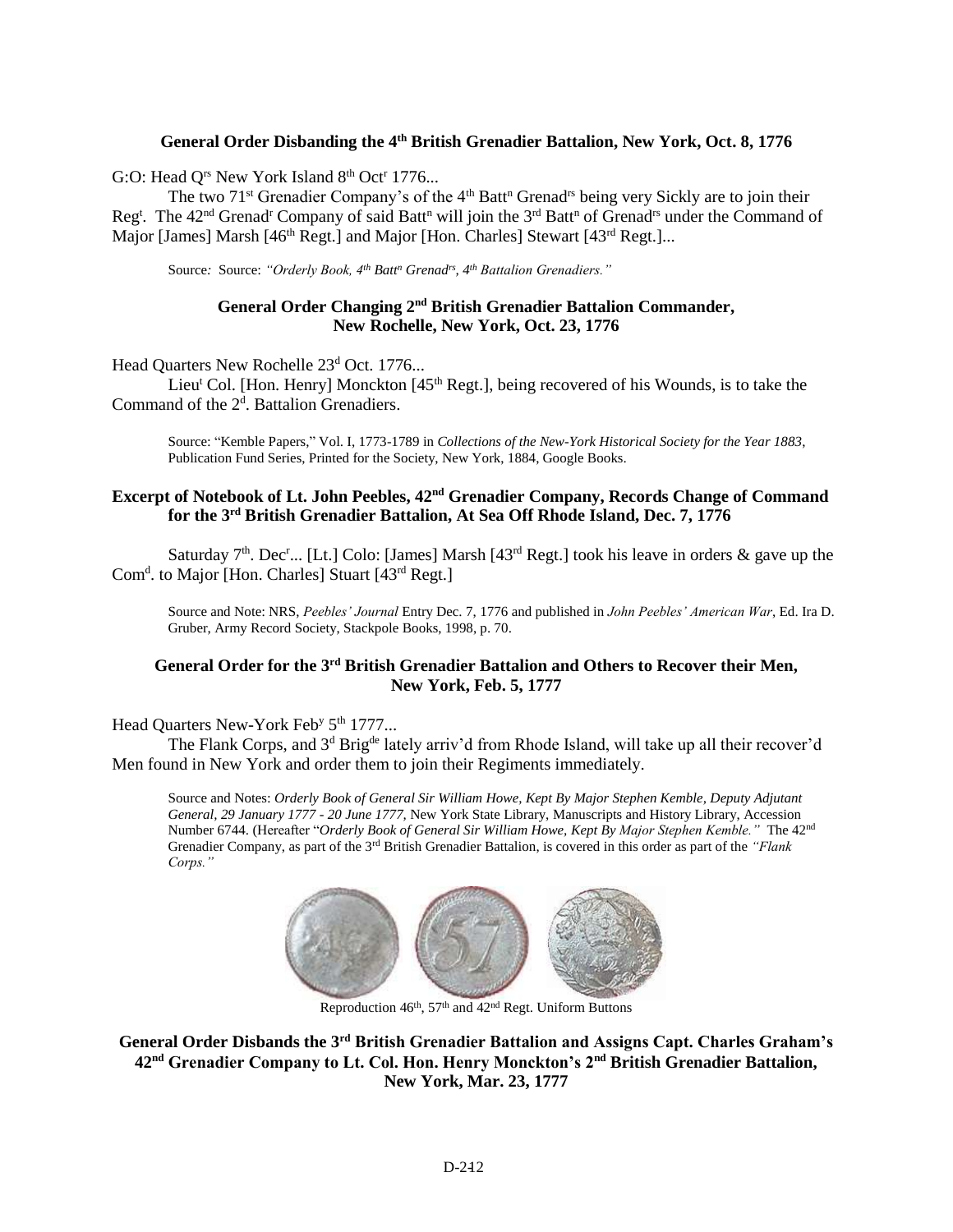**General Order Disbanding the 4th British Grenadier Battalion, New York, Oct. 8, 1776**

G:O: Head Q[rs] New York Island 8[th] Oct[r] 1776...

The two 71[st] Grenadier Company's of the 4[th] Batt[n] Grenad[rs] being very Sickly are to join their Reg[t]. The 42[nd] Grenad[r] Company of said Batt[n] will join the 3[rd] Batt[n] of Grenad[rs] under the Command of Major [James] Marsh [46[th] Regt.] and Major [Hon. Charles] Stewart [43[rd] Regt.]...

Source: Source: *"Orderly Book, 4[th] Batt[n] Grenad[rs], 4[th] Battalion Grenadiers."*

**General Order Changing 2nd British Grenadier Battalion Commander, New Rochelle, New York, Oct. 23, 1776**

Head Quarters New Rochelle 23[d] Oct. 1776...

Lieu[t] Col. [Hon. Henry] Monckton [45[th] Regt.], being recovered of his Wounds, is to take the Command of the 2[d]. Battalion Grenadiers.

Source: "Kemble Papers," Vol. I, 1773-1789 in *Collections of the New-York Historical Society for the Year 1883*, Publication Fund Series, Printed for the Society, New York, 1884, Google Books.

**Excerpt of Notebook of Lt. John Peebles, 42nd Grenadier Company, Records Change of Command for the 3rd British Grenadier Battalion, At Sea Off Rhode Island, Dec. 7, 1776**

Saturday 7[th]. Dec[r]... [Lt.] Colo: [James] Marsh [43[rd] Regt.] took his leave in orders & gave up the Com[d]. to Major [Hon. Charles] Stuart [43[rd] Regt.]

Source and Note: NRS, *Peebles' Journal* Entry Dec. 7, 1776 and published in *John Peebles' American War*, Ed. Ira D. Gruber, Army Record Society, Stackpole Books, 1998, p. 70.

**General Order for the 3rd British Grenadier Battalion and Others to Recover their Men, New York, Feb. 5, 1777**

Head Quarters New-York Feb[y] 5[th] 1777...

The Flank Corps, and 3[d] Brig[de] lately arriv'd from Rhode Island, will take up all their recover'd Men found in New York and order them to join their Regiments immediately.

Source and Notes: *Orderly Book of General Sir William Howe, Kept By Major Stephen Kemble, Deputy Adjutant General, 29 January 1777 - 20 June 1777*, New York State Library, Manuscripts and History Library, Accession Number 6744. (Hereafter "*Orderly Book of General Sir William Howe, Kept By Major Stephen Kemble.*" The 42[nd] Grenadier Company, as part of the 3[rd] British Grenadier Battalion, is covered in this order as part of the *"Flank Corps."*

Reproduction 46[th], 57[th] and 42[nd] Regt. Uniform Buttons

**General Order Disbands the 3rd British Grenadier Battalion and Assigns Capt. Charles Graham's 42nd Grenadier Company to Lt. Col. Hon. Henry Monckton's 2nd British Grenadier Battalion, New York, Mar. 23, 1777**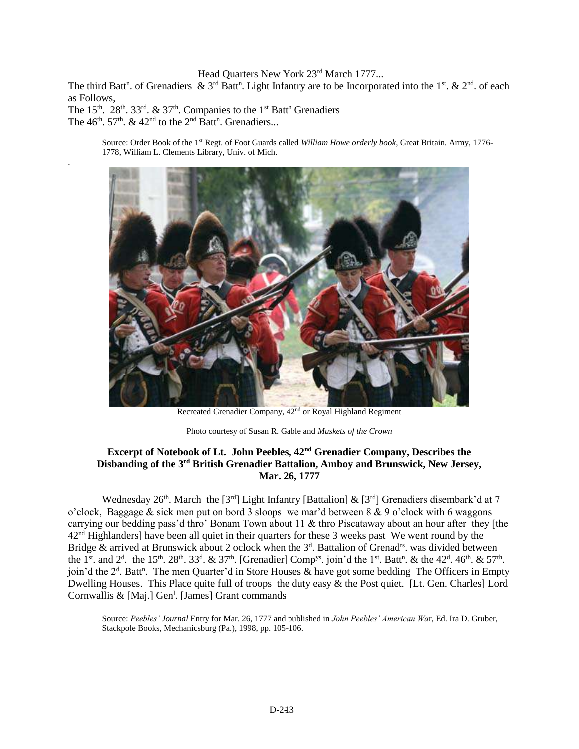Head Quarters New York 23rd March 1777...

The third Battn. of Grenadiers & 3rd Battn. Light Infantry are to be Incorporated into the 1st. & 2nd. of each as Follows,

The 15th. 28th. 33rd. & 37th. Companies to the 1st Battn Grenadiers

The 46th. 57th. & 42nd to the 2nd Battn. Grenadiers...

> Source: Order Book of the 1st Regt. of Foot Guards called *William Howe orderly book*, Great Britain. Army, 1776-1778, William L. Clements Library, Univ. of Mich.

Recreated Grenadier Company, 42nd or Royal Highland Regiment

Photo courtesy of Susan R. Gable and *Muskets of the Crown*

### Excerpt of Notebook of Lt. John Peebles, 42nd Grenadier Company, Describes the Disbanding of the 3rd British Grenadier Battalion, Amboy and Brunswick, New Jersey, Mar. 26, 1777

Wednesday 26th. March the [3rd] Light Infantry [Battalion] & [3rd] Grenadiers disembark'd at 7 o'clock, Baggage & sick men put on bord 3 sloops we mar'd between 8 & 9 o'clock with 6 waggons carrying our bedding pass'd thro' Bonam Town about 11 & thro Piscataway about an hour after they [the 42nd Highlanders] have been all quiet in their quarters for these 3 weeks past We went round by the Bridge & arrived at Brunswick about 2 oclock when the 3d. Battalion of Grenadrs. was divided between the 1st. and 2d. the 15th. 28th. 33d. & 37th. [Grenadier] Compys. join'd the 1st. Battn. & the 42d. 46th. & 57th. join'd the 2d. Battn. The men Quarter'd in Store Houses & have got some bedding The Officers in Empty Dwelling Houses. This Place quite full of troops the duty easy & the Post quiet. [Lt. Gen. Charles] Lord Cornwallis & [Maj.] Genl. [James] Grant commands

> Source: *Peebles' Journal* Entry for Mar. 26, 1777 and published in *John Peebles' American War*, Ed. Ira D. Gruber, Stackpole Books, Mechanicsburg (Pa.), 1998, pp. 105-106.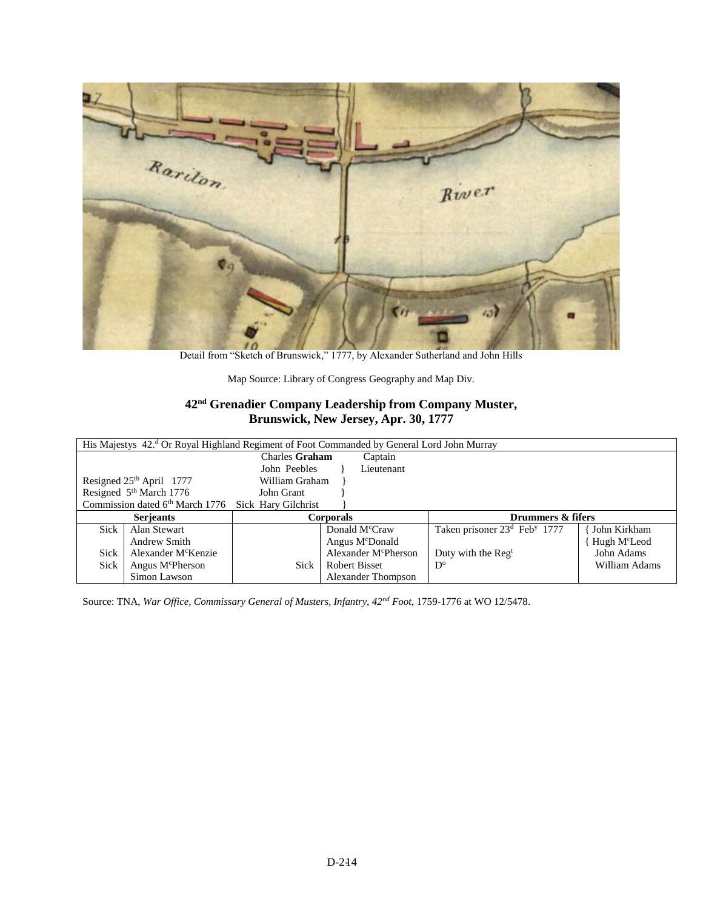Detail from "Sketch of Brunswick," 1777, by Alexander Sutherland and John Hills

Map Source: Library of Congress Geography and Map Div.

## 42nd Grenadier Company Leadership from Company Muster, Brunswick, New Jersey, Apr. 30, 1777

| His Majestys 42.d Or Royal Highland Regiment of Foot Commanded by General Lord John Murray | | | | | |
|---|---|---|---|---|---|
| | Charles **Graham** Captain | | | | |
| | John Peebles } Lieutenant | | | | |
| Resigned 25th April 1777 | William Graham } | | | | |
| Resigned 5th March 1776 | John Grant } | | | | |
| Commission dated 6th March 1776 | Sick Hary Gilchrist } | | | | |
| **Serjeants** | | **Corporals** | | **Drummers & fifers** | |
| Sick | Alan Stewart | | Donald McCraw | Taken prisoner 23d Feby 1777 | { John Kirkham |
| | Andrew Smith | | Angus McDonald | | { Hugh McLeod |
| Sick | Alexander McKenzie | | Alexander McPherson | Duty with the Regt | John Adams |
| Sick | Angus McPherson | Sick | Robert Bisset | Do | William Adams |
| | Simon Lawson | | Alexander Thompson | | |

Source: TNA, *War Office, Commissary General of Musters, Infantry, 42nd Foot*, 1759-1776 at WO 12/5478.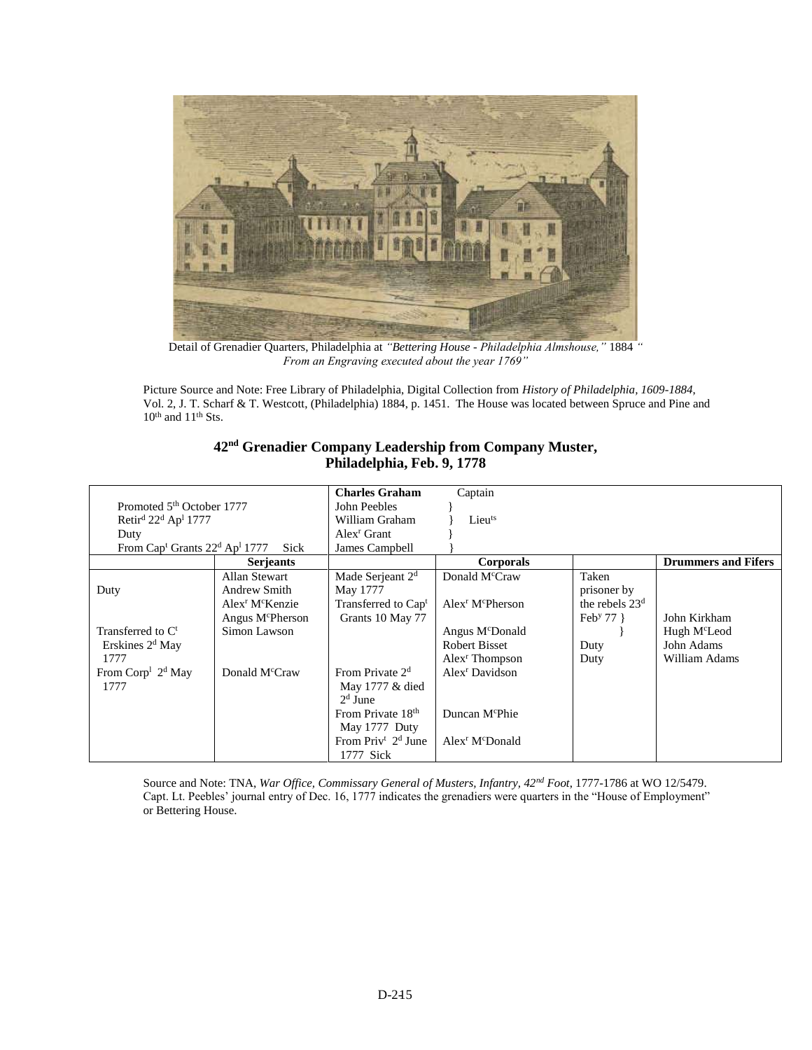Detail of Grenadier Quarters, Philadelphia at *"Bettering House - Philadelphia Almshouse,"* 1884 *" From an Engraving executed about the year 1769"*

Picture Source and Note: Free Library of Philadelphia, Digital Collection from *History of Philadelphia, 1609-1884*, Vol. 2, J. T. Scharf & T. Westcott, (Philadelphia) 1884, p. 1451. The House was located between Spruce and Pine and 10th and 11th Sts.

## 42nd Grenadier Company Leadership from Company Muster, Philadelphia, Feb. 9, 1778

| | | **Charles Graham** | Captain | | |
|---|---|---|---|---|---|
| Promoted 5th October 1777 | | John Peebles | } | | |
| Retird 22d Apl 1777 | | William Graham | } Lieuts | | |
| Duty | | Alexr Grant | } | | |
| From Capt Grants 22d Apl 1777 Sick | | James Campbell | } | | |
| | **Serjeants** | | **Corporals** | | **Drummers and Fifers** |
| | Allan Stewart | Made Serjeant 2d May 1777 | Donald McCraw | Taken prisoner by the rebels 23d Feby 77 } | |
| Duty | Andrew Smith | | | | |
| | Alexr McKenzie | Transferred to Capt Grants 10 May 77 | Alexr McPherson | | |
| | Angus McPherson | | | | John Kirkham |
| Transferred to Ct Erskines 2d May 1777 | Simon Lawson | | Angus McDonald | } | Hugh McLeod |
| | | | Robert Bisset | Duty | John Adams |
| | | | Alexr Thompson | Duty | William Adams |
| From Corpl 2d May 1777 | Donald McCraw | From Private 2d May 1777 & died 2d June | Alexr Davidson | | |
| | | From Private 18th May 1777 Duty | Duncan McPhie | | |
| | | From Privt 2d June 1777 Sick | Alexr McDonald | | |

Source and Note: TNA, *War Office, Commissary General of Musters, Infantry, 42nd Foot*, 1777-1786 at WO 12/5479. Capt. Lt. Peebles' journal entry of Dec. 16, 1777 indicates the grenadiers were quarters in the "House of Employment" or Bettering House.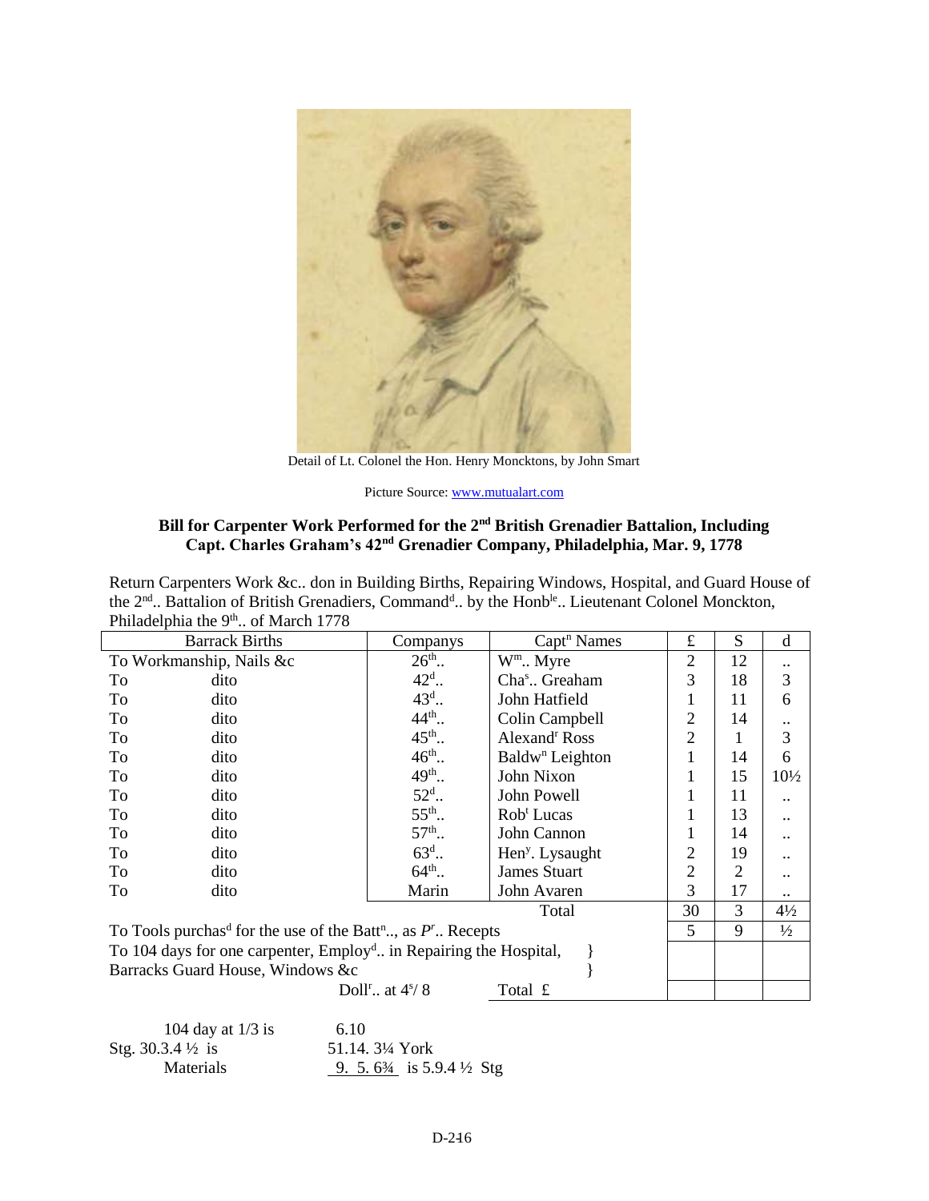Detail of Lt. Colonel the Hon. Henry Moncktons, by John Smart

Picture Source: www.mutualart.com

## Bill for Carpenter Work Performed for the 2nd British Grenadier Battalion, Including Capt. Charles Graham's 42nd Grenadier Company, Philadelphia, Mar. 9, 1778

Return Carpenters Work &c.. don in Building Births, Repairing Windows, Hospital, and Guard House of the 2nd.. Battalion of British Grenadiers, Command[d].. by the Honb[le].. Lieutenant Colonel Monckton, Philadelphia the 9th.. of March 1778

| Barrack Births | Companys | Capt[n] Names | £ | S | d |
|---|---|---|---|---|---|
| To Workmanship, Nails &c | 26th.. | W[m].. Myre | 2 | 12 | .. |
| To dito | 42d.. | Cha[s].. Greaham | 3 | 18 | 3 |
| To dito | 43d.. | John Hatfield | 1 | 11 | 6 |
| To dito | 44th.. | Colin Campbell | 2 | 14 | .. |
| To dito | 45th.. | Alexand[r] Ross | 2 | 1 | 3 |
| To dito | 46th.. | Baldw[n] Leighton | 1 | 14 | 6 |
| To dito | 49th.. | John Nixon | 1 | 15 | 10½ |
| To dito | 52d.. | John Powell | 1 | 11 | .. |
| To dito | 55th.. | Rob[t] Lucas | 1 | 13 | .. |
| To dito | 57th.. | John Cannon | 1 | 14 | .. |
| To dito | 63d.. | Hen[y]. Lysaught | 2 | 19 | .. |
| To dito | 64th.. | James Stuart | 2 | 2 | .. |
| To dito | Marin | John Avaren | 3 | 17 | .. |
| | | Total | 30 | 3 | 4½ |
| To Tools purchas[d] for the use of the Batt[n].., as *P*[r].. Recepts | | | 5 | 9 | ½ |
| To 104 days for one carpenter, Employ[d].. in Repairing the Hospital, Barracks Guard House, Windows &c | | | | | |
| | Doll[r].. at 4[s]/ 8 | Total £ | | | |

104 day at 1/3 is 6.10
Stg. 30.3.4 ½ is 51.14. 3¼ York
Materials 9. 5. 6¾ is 5.9.4 ½ Stg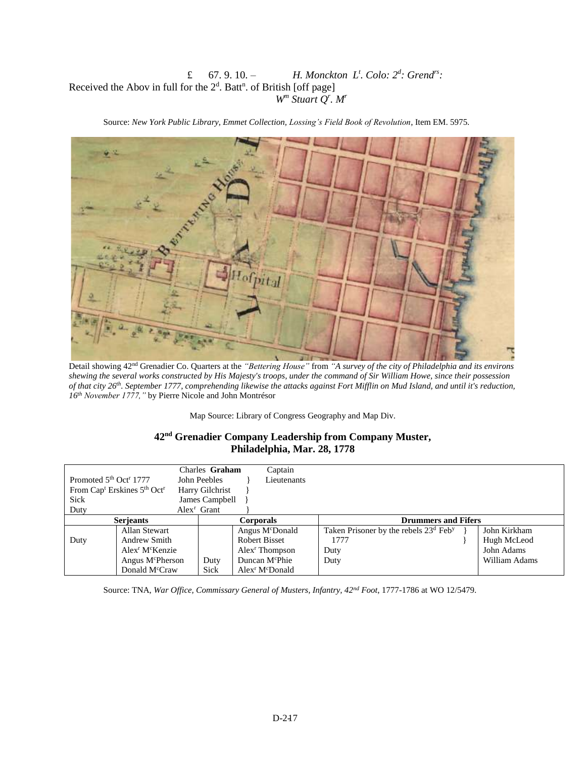£ 67. 9. 10. – *H. Monckton L[t]. Colo: 2[d]: Grend[rs]:*

Received the Abov in full for the 2[d]. Batt[n]. of British [off page]

*W[m] Stuart Q[r]. M[r]*

Source: *New York Public Library, Emmet Collection, Lossing's Field Book of Revolution*, Item EM. 5975.

Detail showing 42[nd] Grenadier Co. Quarters at the *"Bettering House"* from *"A survey of the city of Philadelphia and its environs shewing the several works constructed by His Majesty's troops, under the command of Sir William Howe, since their possession of that city 26[th]. September 1777, comprehending likewise the attacks against Fort Mifflin on Mud Island, and until it's reduction, 16[th] November 1777,"* by Pierre Nicole and John Montrésor

Map Source: Library of Congress Geography and Map Div.

## 42[nd] Grenadier Company Leadership from Company Muster, Philadelphia, Mar. 28, 1778

| | | | | | |
|---|---|---|---|---|---|
| | | Charles **Graham** Captain | | | |
| Promoted 5[th] Oct[r] 1777 | | John Peebles } Lieutenants | | | |
| From Cap[t] Erskines 5[th] Oct[r] | | Harry Gilchrist } | | | |
| Sick | | James Campbell } | | | |
| Duty | | Alex[r] Grant } | | | |
| **Serjeants** | | **Corporals** | | **Drummers and Fifers** | |
| | Allan Stewart | | Angus M[c]Donald | Taken Prisoner by the rebels 23[d] Feb[y] 1777 } | John Kirkham |
| Duty | Andrew Smith | | Robert Bisset | | Hugh McLeod |
| | Alex[r] M[c]Kenzie | | Alex[r] Thompson | Duty | John Adams |
| | Angus M[c]Pherson | Duty | Duncan M[c]Phie | Duty | William Adams |
| | Donald M[c]Craw | Sick | Alex[r] M[c]Donald | | |

Source: TNA, *War Office, Commissary General of Musters, Infantry, 42[nd] Foot*, 1777-1786 at WO 12/5479.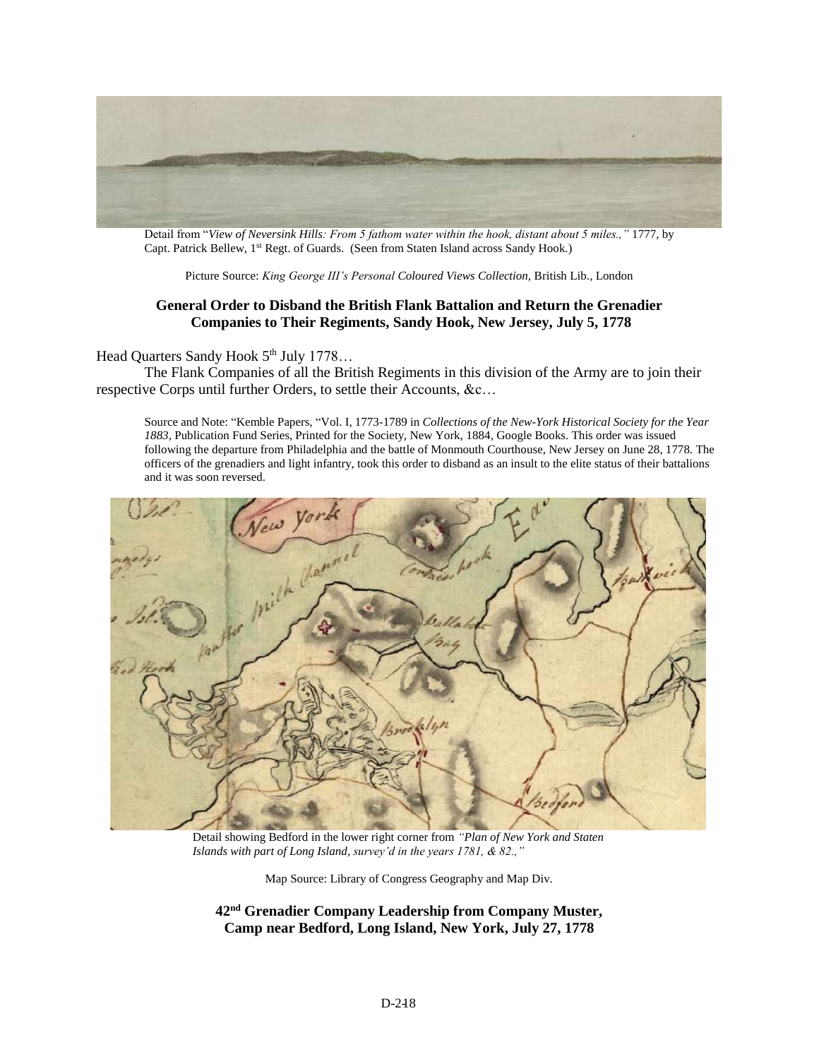Detail from "*View of Neversink Hills: From 5 fathom water within the hook, distant about 5 miles.,"* 1777, by Capt. Patrick Bellew, 1st Regt. of Guards. (Seen from Staten Island across Sandy Hook.)

Picture Source: *King George III's Personal Coloured Views Collection,* British Lib., London

**General Order to Disband the British Flank Battalion and Return the Grenadier Companies to Their Regiments, Sandy Hook, New Jersey, July 5, 1778**

Head Quarters Sandy Hook 5th July 1778…

The Flank Companies of all the British Regiments in this division of the Army are to join their respective Corps until further Orders, to settle their Accounts, &c…

Source and Note: "Kemble Papers, "Vol. I, 1773-1789 in *Collections of the New-York Historical Society for the Year 1883*, Publication Fund Series, Printed for the Society, New York, 1884, Google Books. This order was issued following the departure from Philadelphia and the battle of Monmouth Courthouse, New Jersey on June 28, 1778. The officers of the grenadiers and light infantry, took this order to disband as an insult to the elite status of their battalions and it was soon reversed.

Detail showing Bedford in the lower right corner from *"Plan of New York and Staten Islands with part of Long Island, survey'd in the years 1781, & 82.,"*

Map Source: Library of Congress Geography and Map Div.

**42nd Grenadier Company Leadership from Company Muster, Camp near Bedford, Long Island, New York, July 27, 1778**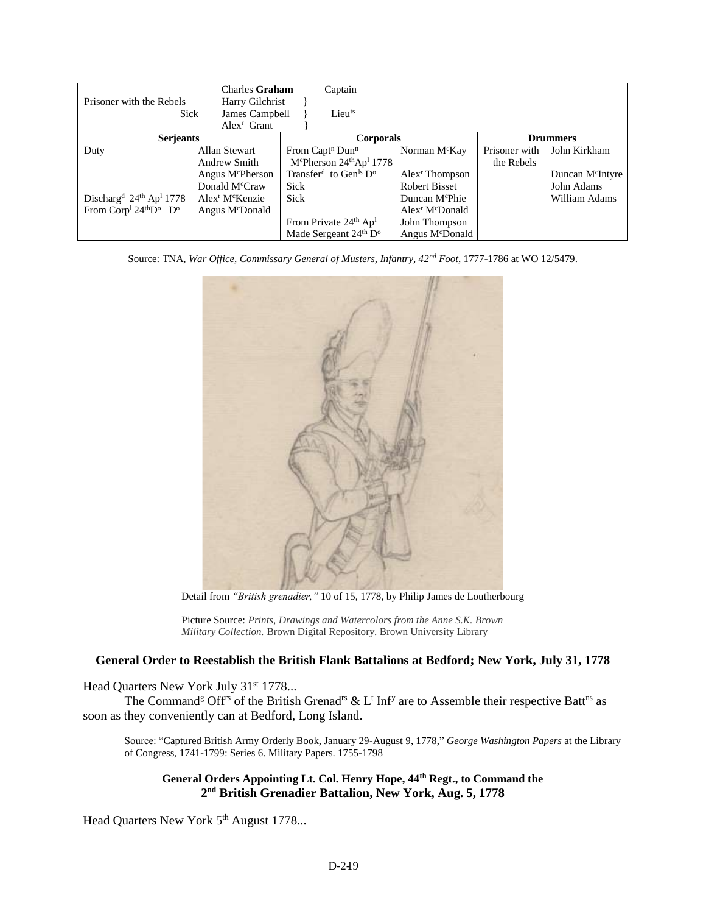| | Charles **Graham** | Captain | | | |
|---|---|---|---|---|---|
| Prisoner with the Rebels | Harry Gilchrist | } | | | |
| Sick | James Campbell | } Lieu[ts] | | | |
| | Alex[r] Grant | } | | | |
| **Serjeants** | | **Corporals** | | **Drummers** | |
| Duty | Allan Stewart | From Capt[n] Dun[n] | Norman M[c]Kay | Prisoner with | John Kirkham |
| | Andrew Smith | M[c]Pherson 24[th]Ap[l] 1778 | | the Rebels | |
| | Angus M[c]Pherson | Transfer[d] to Gen[ls] D[o] | Alex[r] Thompson | | Duncan M[c]Intyre |
| | Donald M[c]Craw | Sick | Robert Bisset | | John Adams |
| Discharg[d] 24[th] Ap[l] 1778 | Alex[r] M[c]Kenzie | Sick | Duncan M[c]Phie | | William Adams |
| From Corp[l] 24[th]D[o] D[o] | Angus M[c]Donald | | Alex[r] M[c]Donald | | |
| | | From Private 24[th] Ap[l] | John Thompson | | |
| | | Made Sergeant 24[th] D[o] | Angus M[c]Donald | | |

Source: TNA, *War Office, Commissary General of Musters, Infantry, 42nd Foot*, 1777-1786 at WO 12/5479.

Detail from *"British grenadier,"* 10 of 15, 1778, by Philip James de Loutherbourg

Picture Source: *Prints, Drawings and Watercolors from the Anne S.K. Brown Military Collection.* Brown Digital Repository. Brown University Library

### General Order to Reestablish the British Flank Battalions at Bedford; New York, July 31, 1778

Head Quarters New York July 31[st] 1778...

The Command[g] Off[rs] of the British Grenad[rs] & L[t] Inf[y] are to Assemble their respective Batt[ns] as soon as they conveniently can at Bedford, Long Island.

Source: "Captured British Army Orderly Book, January 29-August 9, 1778," *George Washington Papers* at the Library of Congress, 1741-1799: Series 6. Military Papers. 1755-1798

### General Orders Appointing Lt. Col. Henry Hope, 44th Regt., to Command the 2nd British Grenadier Battalion, New York, Aug. 5, 1778

Head Quarters New York 5[th] August 1778...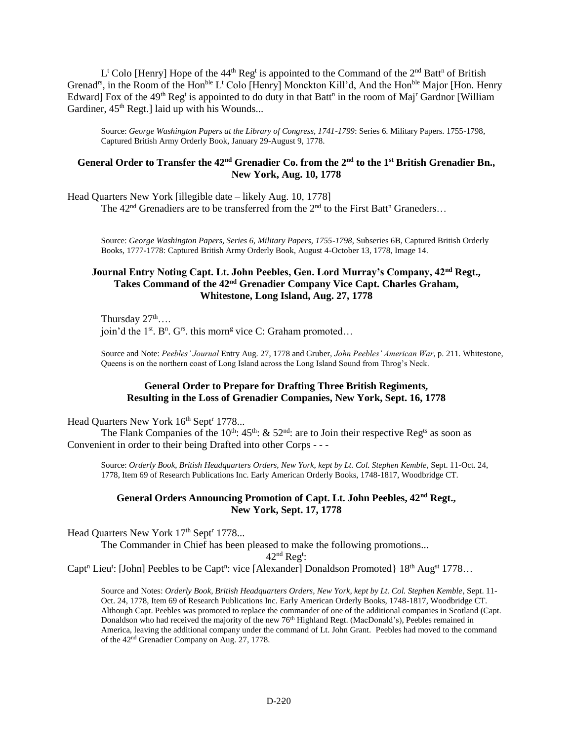L[t] Colo [Henry] Hope of the 44[th] Reg[t] is appointed to the Command of the 2[nd] Batt[n] of British Grenad[rs], in the Room of the Hon[ble] L[t] Colo [Henry] Monckton Kill'd, And the Hon[ble] Major [Hon. Henry Edward] Fox of the 49[th] Reg[t] is appointed to do duty in that Batt[n] in the room of Maj[r] Gardnor [William Gardiner, 45[th] Regt.] laid up with his Wounds...

Source: *George Washington Papers at the Library of Congress, 1741-1799*: Series 6. Military Papers. 1755-1798, Captured British Army Orderly Book, January 29-August 9, 1778.

### General Order to Transfer the 42nd Grenadier Co. from the 2nd to the 1st British Grenadier Bn., New York, Aug. 10, 1778

Head Quarters New York [illegible date – likely Aug. 10, 1778]

The 42[nd] Grenadiers are to be transferred from the 2[nd] to the First Batt[n] Graneders…

Source: *George Washington Papers, Series 6, Military Papers, 1755-1798*, Subseries 6B, Captured British Orderly Books, 1777-1778: Captured British Army Orderly Book, August 4-October 13, 1778, Image 14.

### Journal Entry Noting Capt. Lt. John Peebles, Gen. Lord Murray's Company, 42nd Regt., Takes Command of the 42nd Grenadier Company Vice Capt. Charles Graham, Whitestone, Long Island, Aug. 27, 1778

Thursday 27[th]….

join'd the 1[st]. B[n]. G[rs]. this morn[g] vice C: Graham promoted…

Source and Note: *Peebles' Journal* Entry Aug. 27, 1778 and Gruber, *John Peebles' American War*, p. 211. Whitestone, Queens is on the northern coast of Long Island across the Long Island Sound from Throg's Neck.

### General Order to Prepare for Drafting Three British Regiments, Resulting in the Loss of Grenadier Companies, New York, Sept. 16, 1778

Head Quarters New York 16[th] Sept[r] 1778...

The Flank Companies of the 10[th]: 45[th]: & 52[nd]: are to Join their respective Reg[ts] as soon as Convenient in order to their being Drafted into other Corps - - -

Source: *Orderly Book, British Headquarters Orders, New York, kept by Lt. Col. Stephen Kemble*, Sept. 11-Oct. 24, 1778, Item 69 of Research Publications Inc. Early American Orderly Books, 1748-1817, Woodbridge CT.

### General Orders Announcing Promotion of Capt. Lt. John Peebles, 42nd Regt., New York, Sept. 17, 1778

Head Quarters New York 17[th] Sept[r] 1778...

The Commander in Chief has been pleased to make the following promotions...

42[nd] Reg[t]:

Capt[n] Lieu[t]: [John] Peebles to be Capt[n]: vice [Alexander] Donaldson Promoted} 18[th] Aug[st] 1778…

Source and Notes: *Orderly Book, British Headquarters Orders, New York, kept by Lt. Col. Stephen Kemble*, Sept. 11-Oct. 24, 1778, Item 69 of Research Publications Inc. Early American Orderly Books, 1748-1817, Woodbridge CT. Although Capt. Peebles was promoted to replace the commander of one of the additional companies in Scotland (Capt. Donaldson who had received the majority of the new 76[th] Highland Regt. (MacDonald's), Peebles remained in America, leaving the additional company under the command of Lt. John Grant. Peebles had moved to the command of the 42[nd] Grenadier Company on Aug. 27, 1778.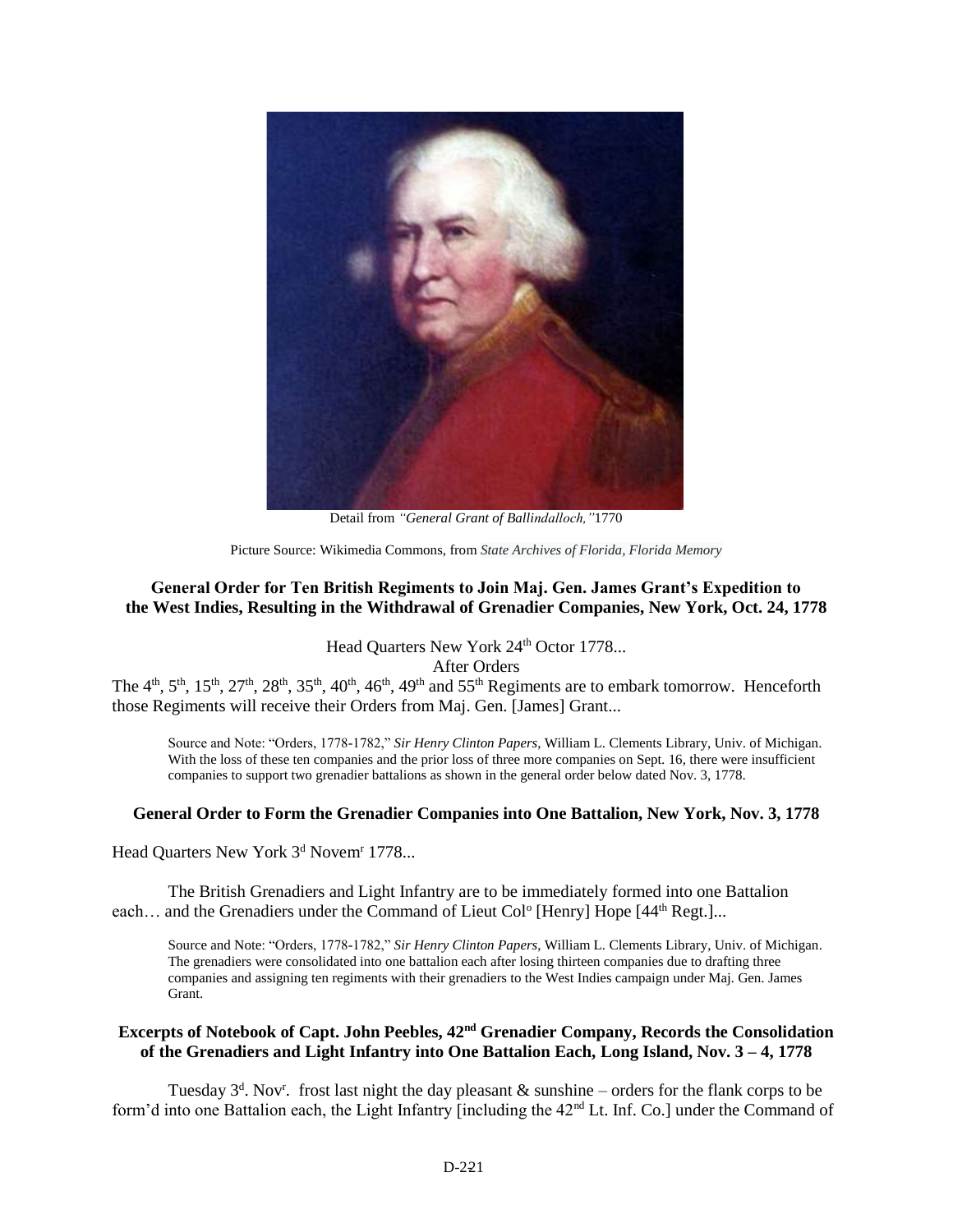Detail from *"General Grant of Ballindalloch,"*1770

Picture Source: Wikimedia Commons, from *State Archives of Florida, Florida Memory*

### General Order for Ten British Regiments to Join Maj. Gen. James Grant's Expedition to the West Indies, Resulting in the Withdrawal of Grenadier Companies, New York, Oct. 24, 1778

Head Quarters New York 24th Octor 1778...
After Orders

The 4th, 5th, 15th, 27th, 28th, 35th, 40th, 46th, 49th and 55th Regiments are to embark tomorrow. Henceforth those Regiments will receive their Orders from Maj. Gen. [James] Grant...

> Source and Note: "Orders, 1778-1782," *Sir Henry Clinton Papers*, William L. Clements Library, Univ. of Michigan. With the loss of these ten companies and the prior loss of three more companies on Sept. 16, there were insufficient companies to support two grenadier battalions as shown in the general order below dated Nov. 3, 1778.

### General Order to Form the Grenadier Companies into One Battalion, New York, Nov. 3, 1778

Head Quarters New York 3d Novemr 1778...

The British Grenadiers and Light Infantry are to be immediately formed into one Battalion each… and the Grenadiers under the Command of Lieut Colo [Henry] Hope [44th Regt.]...

> Source and Note: "Orders, 1778-1782," *Sir Henry Clinton Papers*, William L. Clements Library, Univ. of Michigan. The grenadiers were consolidated into one battalion each after losing thirteen companies due to drafting three companies and assigning ten regiments with their grenadiers to the West Indies campaign under Maj. Gen. James Grant.

### Excerpts of Notebook of Capt. John Peebles, 42nd Grenadier Company, Records the Consolidation of the Grenadiers and Light Infantry into One Battalion Each, Long Island, Nov. 3 – 4, 1778

Tuesday 3d. Novr. frost last night the day pleasant & sunshine – orders for the flank corps to be form'd into one Battalion each, the Light Infantry [including the 42nd Lt. Inf. Co.] under the Command of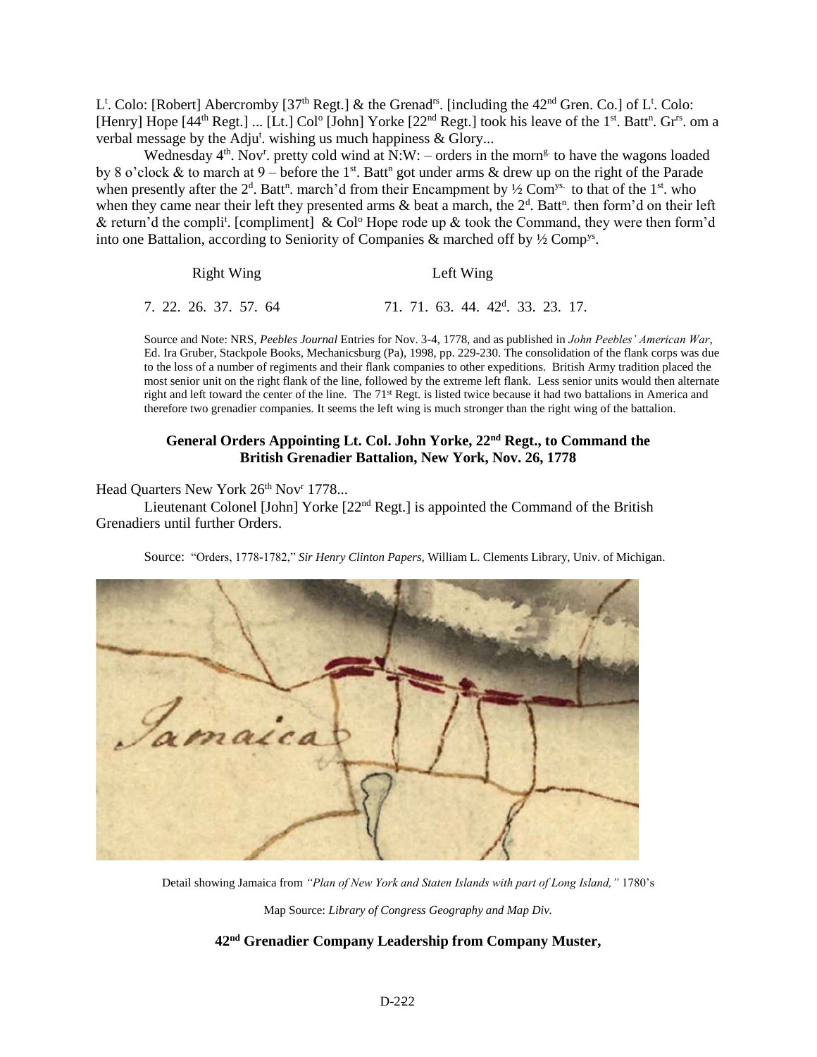Lt. Colo: [Robert] Abercromby [37th Regt.] & the Grenadrs. [including the 42nd Gren. Co.] of Lt. Colo: [Henry] Hope [44th Regt.] ... [Lt.] Colo [John] Yorke [22nd Regt.] took his leave of the 1st. Battn. Grrs. om a verbal message by the Adjut. wishing us much happiness & Glory...

Wednesday 4th. Novr. pretty cold wind at N:W: – orders in the morng. to have the wagons loaded by 8 o'clock & to march at 9 – before the 1st. Battn got under arms & drew up on the right of the Parade when presently after the 2d. Battn. march'd from their Encampment by ½ Comys. to that of the 1st. who when they came near their left they presented arms & beat a march, the 2d. Battn. then form'd on their left & return'd the complit. [compliment] & Colo Hope rode up & took the Command, they were then form'd into one Battalion, according to Seniority of Companies & marched off by ½ Compys.

| Right Wing | Left Wing |
|---|---|
| 7. 22. 26. 37. 57. 64 | 71. 71. 63. 44. 42d. 33. 23. 17. |

Source and Note: NRS, *Peebles Journal* Entries for Nov. 3-4, 1778, and as published in *John Peebles' American War*, Ed. Ira Gruber, Stackpole Books, Mechanicsburg (Pa), 1998, pp. 229-230. The consolidation of the flank corps was due to the loss of a number of regiments and their flank companies to other expeditions. British Army tradition placed the most senior unit on the right flank of the line, followed by the extreme left flank. Less senior units would then alternate right and left toward the center of the line. The 71st Regt. is listed twice because it had two battalions in America and therefore two grenadier companies. It seems the left wing is much stronger than the right wing of the battalion.

### General Orders Appointing Lt. Col. John Yorke, 22nd Regt., to Command the British Grenadier Battalion, New York, Nov. 26, 1778

Head Quarters New York 26th Novr 1778...

Lieutenant Colonel [John] Yorke [22nd Regt.] is appointed the Command of the British Grenadiers until further Orders.

Source: "Orders, 1778-1782," *Sir Henry Clinton Papers*, William L. Clements Library, Univ. of Michigan.

Detail showing Jamaica from *"Plan of New York and Staten Islands with part of Long Island,"* 1780's

Map Source: *Library of Congress Geography and Map Div.*

### 42nd Grenadier Company Leadership from Company Muster,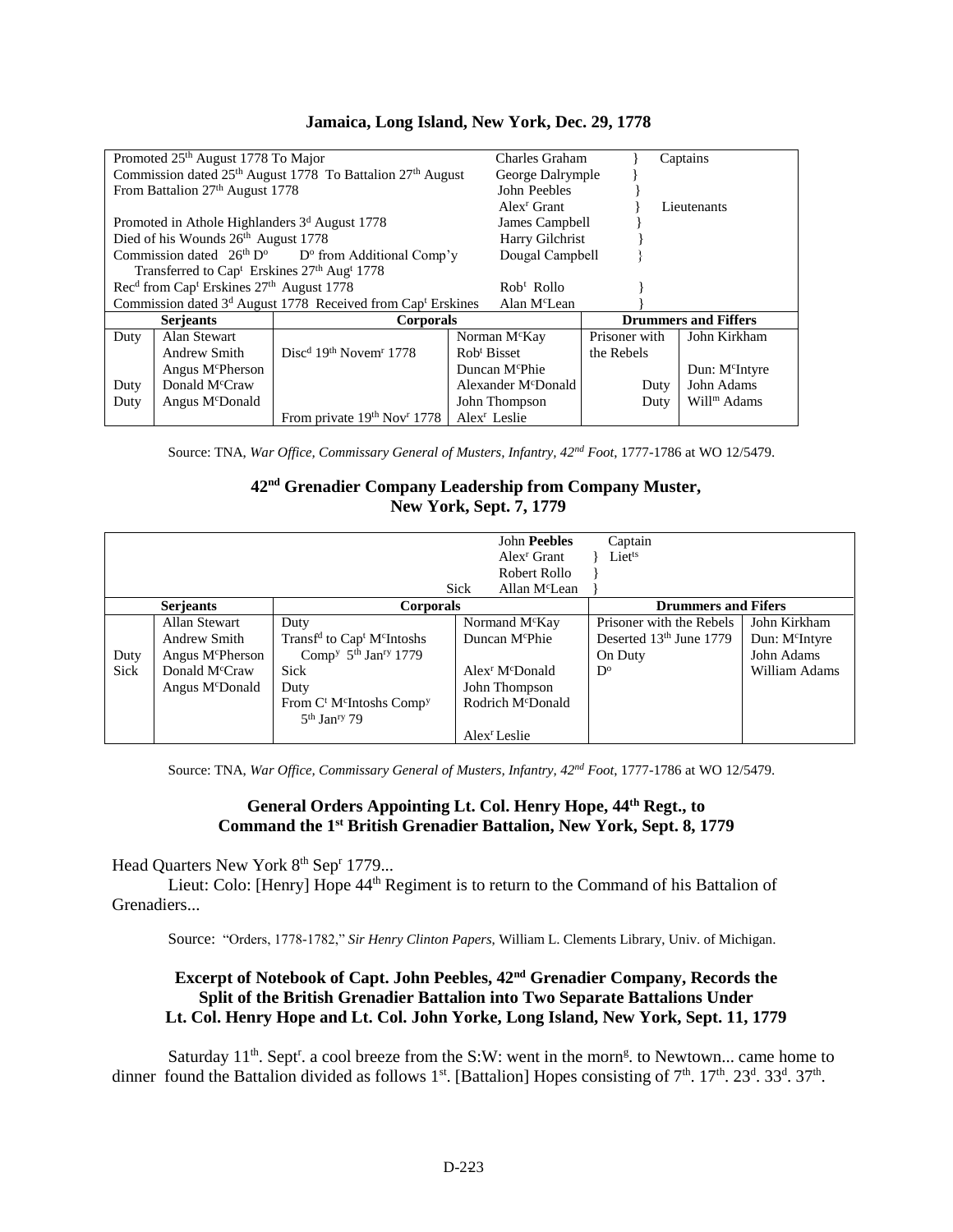### Jamaica, Long Island, New York, Dec. 29, 1778

| | | | | |
|---|---|---|---|---|
| Promoted 25th August 1778 To Major | | Charles Graham | } | Captains |
| Commission dated 25th August 1778 To Battalion 27th August | | George Dalrymple | } | |
| From Battalion 27th August 1778 | | John Peebles | } | |
| | | Alexr Grant | } | Lieutenants |
| Promoted in Athole Highlanders 3d August 1778 | | James Campbell | } | |
| Died of his Wounds 26th August 1778 | | Harry Gilchrist | } | |
| Commission dated 26th Do Do from Additional Comp'y Transferred to Capt Erskines 27th Augt 1778 | | Dougal Campbell | } | |
| Recd from Capt Erskines 27th August 1778 | | Robt Rollo | } | |
| Commission dated 3d August 1778 Received from Capt Erskines | | Alan McLean | } | |

| Serjeants | | Corporals | | Drummers and Fiffers | |
|---|---|---|---|---|---|
| Duty | Alan Stewart | | Norman McKay | Prisoner with | John Kirkham |
| | Andrew Smith | Discd 19th Novemr 1778 | Robt Bisset | the Rebels | |
| | Angus McPherson | | Duncan McPhie | | Dun: McIntyre |
| Duty | Donald McCraw | | Alexander McDonald | Duty | John Adams |
| Duty | Angus McDonald | | John Thompson | Duty | Willm Adams |
| | | From private 19th Novr 1778 | Alexr Leslie | | |

Source: TNA, *War Office, Commissary General of Musters, Infantry, 42nd Foot*, 1777-1786 at WO 12/5479.

### 42nd Grenadier Company Leadership from Company Muster, New York, Sept. 7, 1779

| | | | | | |
|---|---|---|---|---|---|
| | | | John **Peebles** | Captain | |
| | | | Alexr Grant | } Lietts | |
| | | | Robert Rollo | } | |
| | | Sick | Allan McLean | } | |

| Serjeants | | Corporals | | Drummers and Fifers | |
|---|---|---|---|---|---|
| | Allan Stewart | Duty | Normand McKay | Prisoner with the Rebels | John Kirkham |
| | Andrew Smith | Transfd to Capt McIntoshs Compy 5th Janry 1779 | Duncan McPhie | Deserted 13th June 1779 | Dun: McIntyre |
| Duty | Angus McPherson | | | On Duty | John Adams |
| Sick | Donald McCraw | Sick | Alexr McDonald | Do | William Adams |
| | Angus McDonald | Duty | John Thompson | | |
| | | From Ct McIntoshs Compy 5th Janry 79 | Rodrich McDonald | | |
| | | | Alexr Leslie | | |

Source: TNA, *War Office, Commissary General of Musters, Infantry, 42nd Foot*, 1777-1786 at WO 12/5479.

### General Orders Appointing Lt. Col. Henry Hope, 44th Regt., to Command the 1st British Grenadier Battalion, New York, Sept. 8, 1779

Head Quarters New York 8th Sepr 1779...

Lieut: Colo: [Henry] Hope 44th Regiment is to return to the Command of his Battalion of Grenadiers...

Source: "Orders, 1778-1782," *Sir Henry Clinton Papers*, William L. Clements Library, Univ. of Michigan.

### Excerpt of Notebook of Capt. John Peebles, 42nd Grenadier Company, Records the Split of the British Grenadier Battalion into Two Separate Battalions Under Lt. Col. Henry Hope and Lt. Col. John Yorke, Long Island, New York, Sept. 11, 1779

Saturday 11th. Septr. a cool breeze from the S:W: went in the morng. to Newtown... came home to dinner found the Battalion divided as follows 1st. [Battalion] Hopes consisting of 7th. 17th. 23d. 33d. 37th.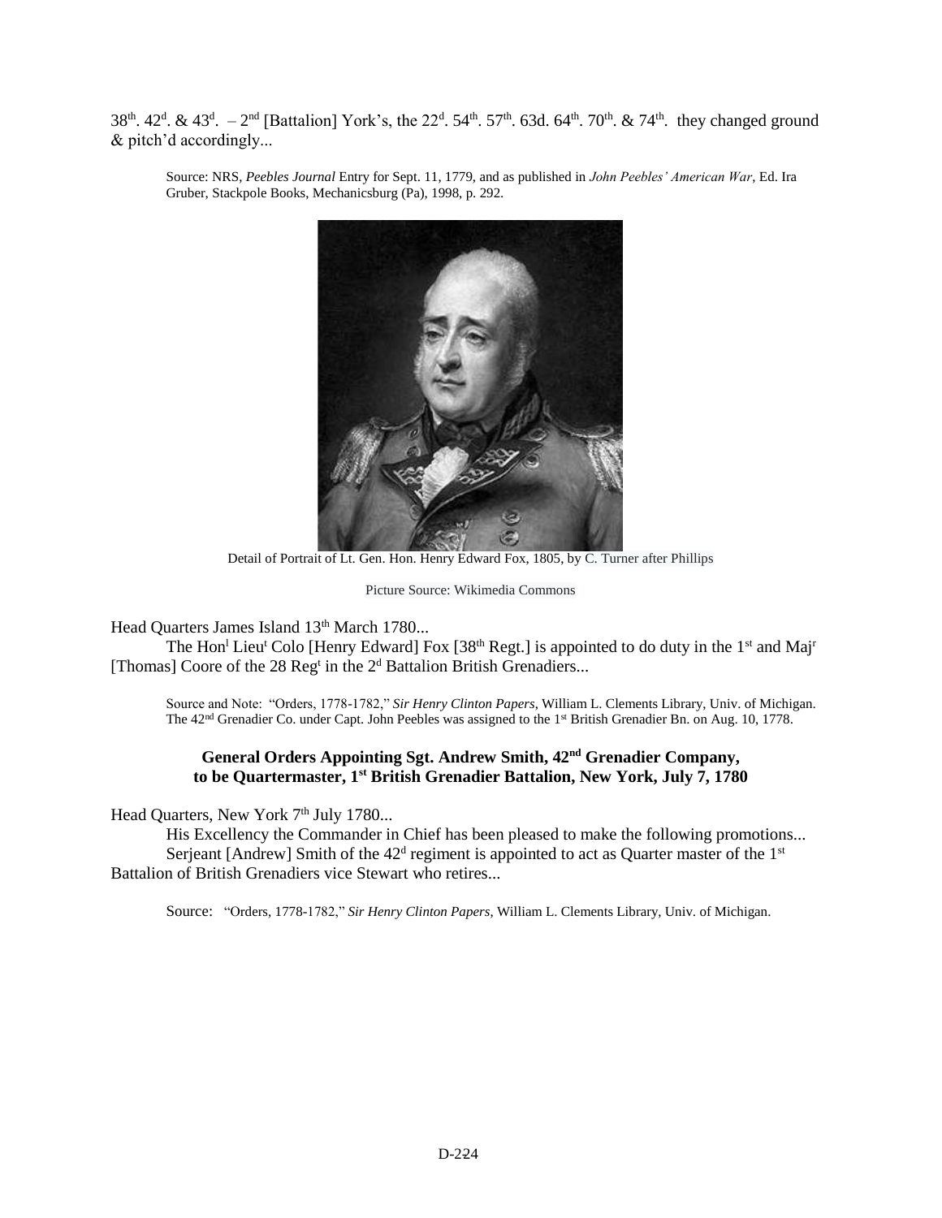38th. 42d. & 43d. – 2nd [Battalion] York's, the 22d. 54th. 57th. 63d. 64th. 70th. & 74th. they changed ground & pitch'd accordingly...

> Source: NRS, *Peebles Journal* Entry for Sept. 11, 1779, and as published in *John Peebles' American War*, Ed. Ira Gruber, Stackpole Books, Mechanicsburg (Pa), 1998, p. 292.

Detail of Portrait of Lt. Gen. Hon. Henry Edward Fox, 1805, by C. Turner after Phillips

Picture Source: Wikimedia Commons

Head Quarters James Island 13th March 1780...

The Honl Lieut Colo [Henry Edward] Fox [38th Regt.] is appointed to do duty in the 1st and Majr [Thomas] Coore of the 28 Regt in the 2d Battalion British Grenadiers...

> Source and Note: "Orders, 1778-1782," *Sir Henry Clinton Papers*, William L. Clements Library, Univ. of Michigan. The 42nd Grenadier Co. under Capt. John Peebles was assigned to the 1st British Grenadier Bn. on Aug. 10, 1778.

**General Orders Appointing Sgt. Andrew Smith, 42nd Grenadier Company, to be Quartermaster, 1st British Grenadier Battalion, New York, July 7, 1780**

Head Quarters, New York 7th July 1780...

His Excellency the Commander in Chief has been pleased to make the following promotions...

Serjeant [Andrew] Smith of the 42d regiment is appointed to act as Quarter master of the 1st Battalion of British Grenadiers vice Stewart who retires...

> Source: "Orders, 1778-1782," *Sir Henry Clinton Papers*, William L. Clements Library, Univ. of Michigan.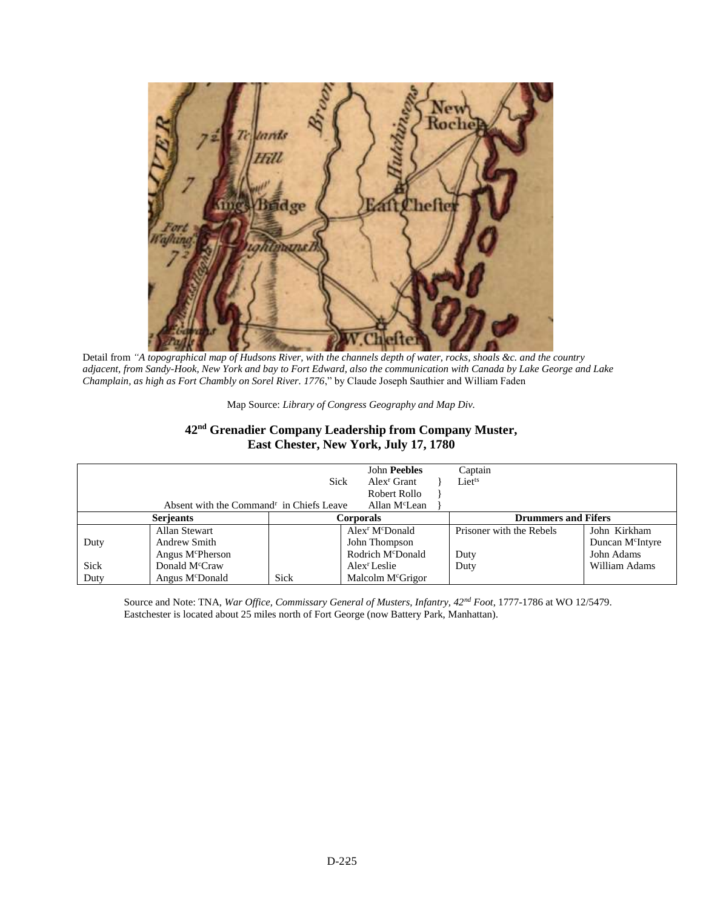Detail from *"A topographical map of Hudsons River, with the channels depth of water, rocks, shoals &c. and the country adjacent, from Sandy-Hook, New York and bay to Fort Edward, also the communication with Canada by Lake George and Lake Champlain, as high as Fort Chambly on Sorel River. 1776*," by Claude Joseph Sauthier and William Faden

Map Source: *Library of Congress Geography and Map Div.*

## 42nd Grenadier Company Leadership from Company Muster, East Chester, New York, July 17, 1780

| | | | | | |
|---|---|---|---|---|---|
| | | | John **Peebles** | Captain | |
| | | Sick | Alex^r^ Grant } | Liet^ts^ | |
| | | | Robert Rollo } | | |
| | Absent with the Command^r^ in Chiefs Leave | | Allan M^c^Lean } | | |
| **Serjeants** | | **Corporals** | | **Drummers and Fifers** | |
| | Allan Stewart | | Alex^r^ M^c^Donald | Prisoner with the Rebels | John Kirkham |
| Duty | Andrew Smith | | John Thompson | | Duncan M^c^Intyre |
| | Angus M^c^Pherson | | Rodrich M^c^Donald | Duty | John Adams |
| Sick | Donald M^c^Craw | | Alex^r^ Leslie | Duty | William Adams |
| Duty | Angus M^c^Donald | Sick | Malcolm M^c^Grigor | | |

Source and Note: TNA, *War Office, Commissary General of Musters, Infantry, 42nd Foot*, 1777-1786 at WO 12/5479. Eastchester is located about 25 miles north of Fort George (now Battery Park, Manhattan).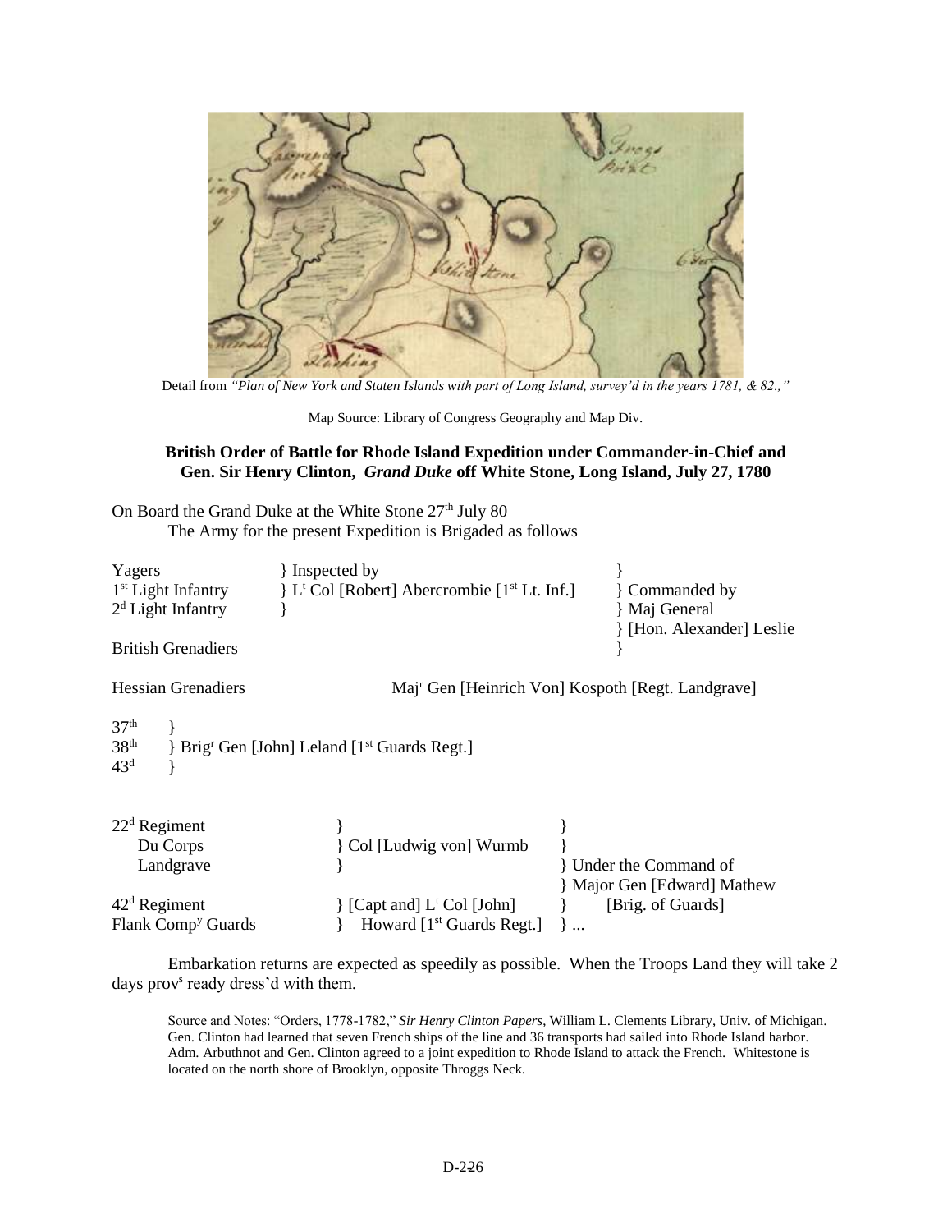Detail from *"Plan of New York and Staten Islands with part of Long Island, survey'd in the years 1781, & 82.,"*

Map Source: Library of Congress Geography and Map Div.

**British Order of Battle for Rhode Island Expedition under Commander-in-Chief and Gen. Sir Henry Clinton, *Grand Duke* off White Stone, Long Island, July 27, 1780**

On Board the Grand Duke at the White Stone 27th July 80

The Army for the present Expedition is Brigaded as follows

| | | |
|---|---|---|
| Yagers | } Inspected by | } |
| 1st Light Infantry | } Lt Col [Robert] Abercrombie [1st Lt. Inf.] | } Commanded by |
| 2d Light Infantry | } | } Maj General |
| | | } [Hon. Alexander] Leslie |
| British Grenadiers | | } |

Hessian Grenadiers — Majr Gen [Heinrich Von] Kospoth [Regt. Landgrave]

37th }
38th } Brigr Gen [John] Leland [1st Guards Regt.]
43d }

| | | |
|---|---|---|
| 22d Regiment | } | } |
| Du Corps | } Col [Ludwig von] Wurmb | } |
| Landgrave | } | } Under the Command of |
| | | } Major Gen [Edward] Mathew |
| 42d Regiment | } [Capt and] Lt Col [John] | } [Brig. of Guards] |
| Flank Compy Guards | } Howard [1st Guards Regt.] | } ... |

Embarkation returns are expected as speedily as possible. When the Troops Land they will take 2 days provs ready dress'd with them.

Source and Notes: "Orders, 1778-1782," *Sir Henry Clinton Papers*, William L. Clements Library, Univ. of Michigan. Gen. Clinton had learned that seven French ships of the line and 36 transports had sailed into Rhode Island harbor. Adm. Arbuthnot and Gen. Clinton agreed to a joint expedition to Rhode Island to attack the French. Whitestone is located on the north shore of Brooklyn, opposite Throggs Neck.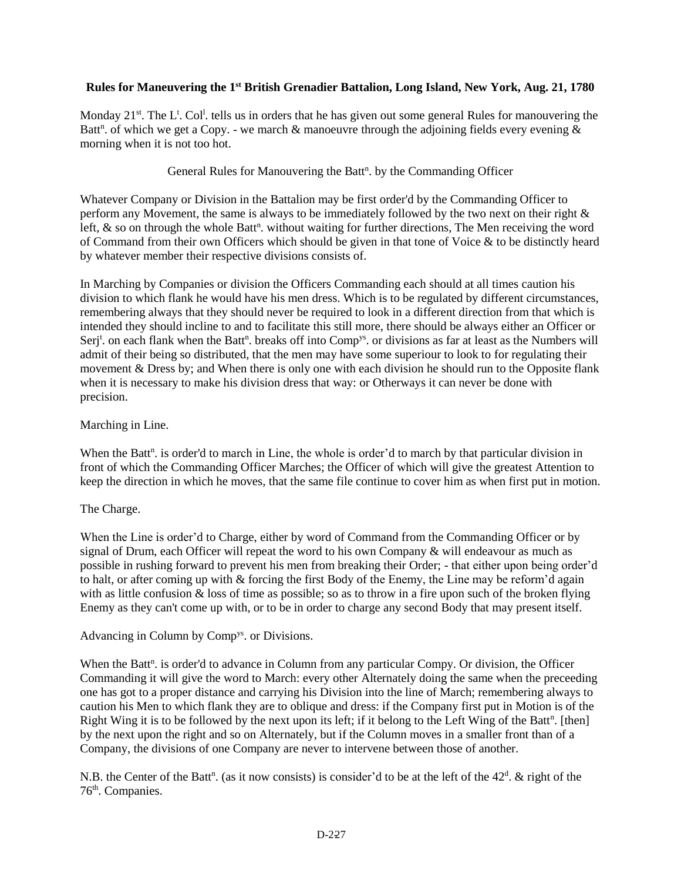**Rules for Maneuvering the 1st British Grenadier Battalion, Long Island, New York, Aug. 21, 1780**

Monday 21st. The Lt. Coll. tells us in orders that he has given out some general Rules for manouvering the Battn. of which we get a Copy. - we march & manoeuvre through the adjoining fields every evening & morning when it is not too hot.

General Rules for Manouvering the Battn. by the Commanding Officer

Whatever Company or Division in the Battalion may be first order'd by the Commanding Officer to perform any Movement, the same is always to be immediately followed by the two next on their right & left, & so on through the whole Battn. without waiting for further directions, The Men receiving the word of Command from their own Officers which should be given in that tone of Voice & to be distinctly heard by whatever member their respective divisions consists of.

In Marching by Companies or division the Officers Commanding each should at all times caution his division to which flank he would have his men dress. Which is to be regulated by different circumstances, remembering always that they should never be required to look in a different direction from that which is intended they should incline to and to facilitate this still more, there should be always either an Officer or Serjt. on each flank when the Battn. breaks off into Compys. or divisions as far at least as the Numbers will admit of their being so distributed, that the men may have some superiour to look to for regulating their movement & Dress by; and When there is only one with each division he should run to the Opposite flank when it is necessary to make his division dress that way: or Otherways it can never be done with precision.

Marching in Line.

When the Battn. is order'd to march in Line, the whole is order'd to march by that particular division in front of which the Commanding Officer Marches; the Officer of which will give the greatest Attention to keep the direction in which he moves, that the same file continue to cover him as when first put in motion.

The Charge.

When the Line is order'd to Charge, either by word of Command from the Commanding Officer or by signal of Drum, each Officer will repeat the word to his own Company & will endeavour as much as possible in rushing forward to prevent his men from breaking their Order; - that either upon being order'd to halt, or after coming up with & forcing the first Body of the Enemy, the Line may be reform'd again with as little confusion & loss of time as possible; so as to throw in a fire upon such of the broken flying Enemy as they can't come up with, or to be in order to charge any second Body that may present itself.

Advancing in Column by Compys. or Divisions.

When the Battn. is order'd to advance in Column from any particular Compy. Or division, the Officer Commanding it will give the word to March: every other Alternately doing the same when the preceeding one has got to a proper distance and carrying his Division into the line of March; remembering always to caution his Men to which flank they are to oblique and dress: if the Company first put in Motion is of the Right Wing it is to be followed by the next upon its left; if it belong to the Left Wing of the Battn. [then] by the next upon the right and so on Alternately, but if the Column moves in a smaller front than of a Company, the divisions of one Company are never to intervene between those of another.

N.B. the Center of the Battn. (as it now consists) is consider'd to be at the left of the 42d. & right of the 76th. Companies.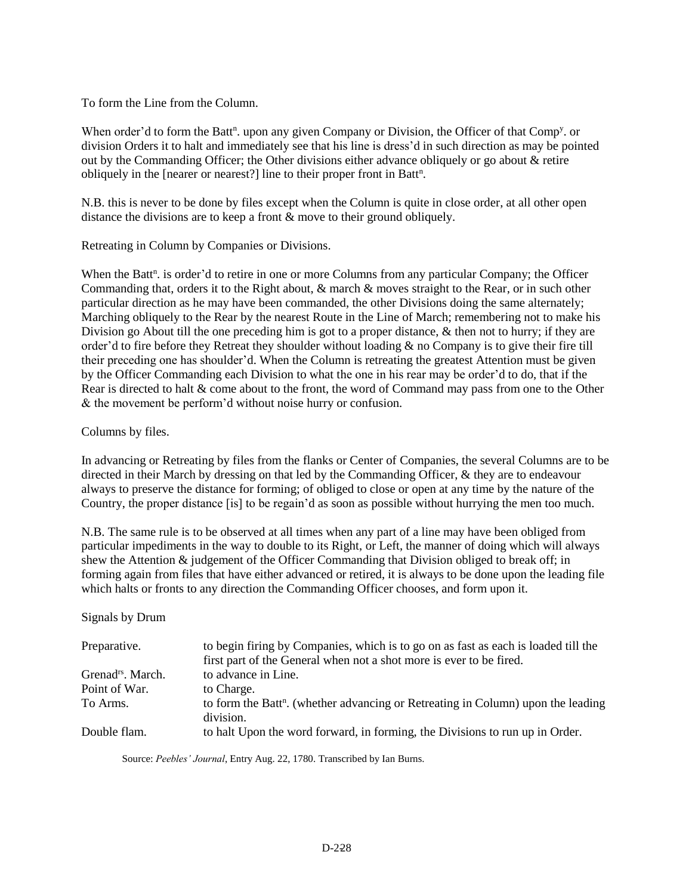To form the Line from the Column.

When order'd to form the Batt$^{n}$. upon any given Company or Division, the Officer of that Comp$^{y}$. or division Orders it to halt and immediately see that his line is dress'd in such direction as may be pointed out by the Commanding Officer; the Other divisions either advance obliquely or go about & retire obliquely in the [nearer or nearest?] line to their proper front in Batt$^{n}$.

N.B. this is never to be done by files except when the Column is quite in close order, at all other open distance the divisions are to keep a front & move to their ground obliquely.

Retreating in Column by Companies or Divisions.

When the Batt$^{n}$. is order'd to retire in one or more Columns from any particular Company; the Officer Commanding that, orders it to the Right about, & march & moves straight to the Rear, or in such other particular direction as he may have been commanded, the other Divisions doing the same alternately; Marching obliquely to the Rear by the nearest Route in the Line of March; remembering not to make his Division go About till the one preceding him is got to a proper distance, & then not to hurry; if they are order'd to fire before they Retreat they shoulder without loading & no Company is to give their fire till their preceding one has shoulder'd. When the Column is retreating the greatest Attention must be given by the Officer Commanding each Division to what the one in his rear may be order'd to do, that if the Rear is directed to halt & come about to the front, the word of Command may pass from one to the Other & the movement be perform'd without noise hurry or confusion.

Columns by files.

In advancing or Retreating by files from the flanks or Center of Companies, the several Columns are to be directed in their March by dressing on that led by the Commanding Officer, & they are to endeavour always to preserve the distance for forming; of obliged to close or open at any time by the nature of the Country, the proper distance [is] to be regain'd as soon as possible without hurrying the men too much.

N.B. The same rule is to be observed at all times when any part of a line may have been obliged from particular impediments in the way to double to its Right, or Left, the manner of doing which will always shew the Attention & judgement of the Officer Commanding that Division obliged to break off; in forming again from files that have either advanced or retired, it is always to be done upon the leading file which halts or fronts to any direction the Commanding Officer chooses, and form upon it.

Signals by Drum

| | |
|---|---|
| Preparative. | to begin firing by Companies, which is to go on as fast as each is loaded till the first part of the General when not a shot more is ever to be fired. |
| Grenad$^{rs}$. March. | to advance in Line. |
| Point of War. | to Charge. |
| To Arms. | to form the Batt$^{n}$. (whether advancing or Retreating in Column) upon the leading division. |
| Double flam. | to halt Upon the word forward, in forming, the Divisions to run up in Order. |

Source: *Peebles' Journal*, Entry Aug. 22, 1780. Transcribed by Ian Burns.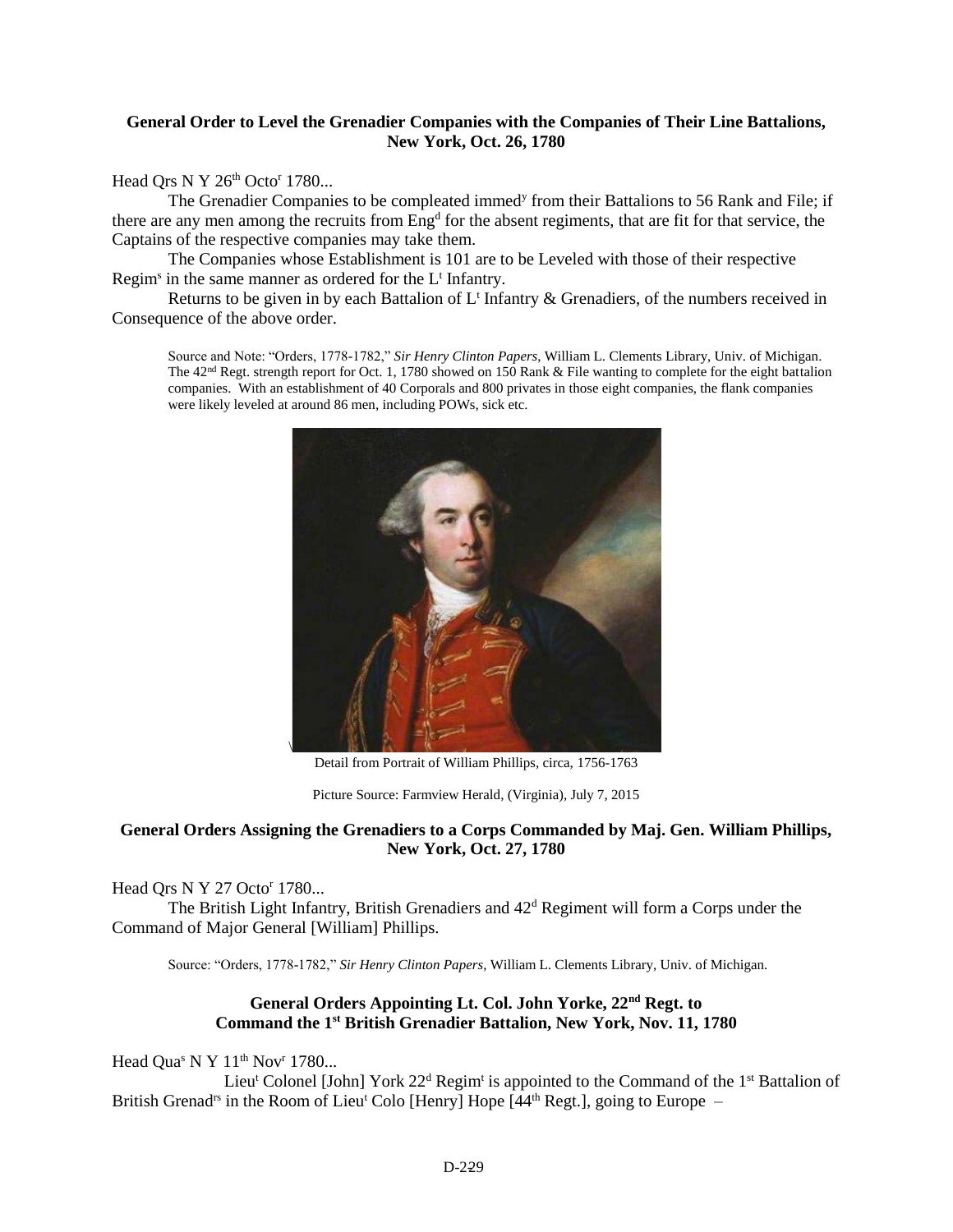**General Order to Level the Grenadier Companies with the Companies of Their Line Battalions, New York, Oct. 26, 1780**

Head Qrs N Y 26th Octor 1780...

The Grenadier Companies to be compleated immedy from their Battalions to 56 Rank and File; if there are any men among the recruits from Engd for the absent regiments, that are fit for that service, the Captains of the respective companies may take them.

The Companies whose Establishment is 101 are to be Leveled with those of their respective Regims in the same manner as ordered for the Lt Infantry.

Returns to be given in by each Battalion of Lt Infantry & Grenadiers, of the numbers received in Consequence of the above order.

> Source and Note: "Orders, 1778-1782," *Sir Henry Clinton Papers*, William L. Clements Library, Univ. of Michigan. The 42nd Regt. strength report for Oct. 1, 1780 showed on 150 Rank & File wanting to complete for the eight battalion companies. With an establishment of 40 Corporals and 800 privates in those eight companies, the flank companies were likely leveled at around 86 men, including POWs, sick etc.

Detail from Portrait of William Phillips, circa, 1756-1763

Picture Source: Farmview Herald, (Virginia), July 7, 2015

**General Orders Assigning the Grenadiers to a Corps Commanded by Maj. Gen. William Phillips, New York, Oct. 27, 1780**

Head Qrs N Y 27 Octor 1780...

The British Light Infantry, British Grenadiers and 42d Regiment will form a Corps under the Command of Major General [William] Phillips.

> Source: "Orders, 1778-1782," *Sir Henry Clinton Papers*, William L. Clements Library, Univ. of Michigan.

**General Orders Appointing Lt. Col. John Yorke, 22nd Regt. to Command the 1st British Grenadier Battalion, New York, Nov. 11, 1780**

Head Quas N Y 11th Novr 1780...

Lieut Colonel [John] York 22d Regimt is appointed to the Command of the 1st Battalion of British Grenadrs in the Room of Lieut Colo [Henry] Hope [44th Regt.], going to Europe –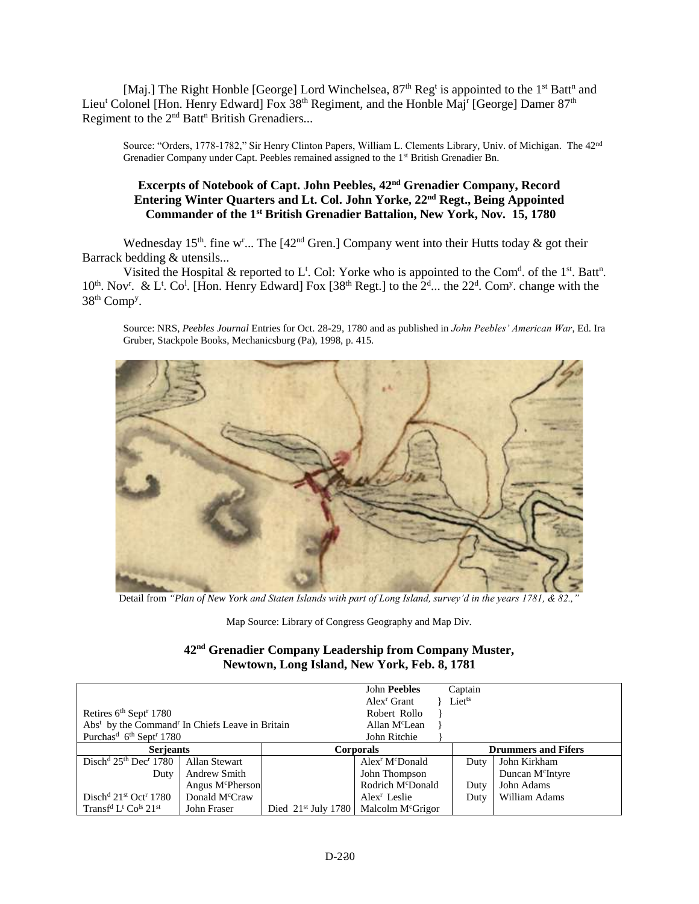[Maj.] The Right Honble [George] Lord Winchelsea, 87th Regt is appointed to the 1st Battn and Lieut Colonel [Hon. Henry Edward] Fox 38th Regiment, and the Honble Majr [George] Damer 87th Regiment to the 2nd Battn British Grenadiers...

> Source: "Orders, 1778-1782," Sir Henry Clinton Papers, William L. Clements Library, Univ. of Michigan. The 42nd Grenadier Company under Capt. Peebles remained assigned to the 1st British Grenadier Bn.

### Excerpts of Notebook of Capt. John Peebles, 42nd Grenadier Company, Record Entering Winter Quarters and Lt. Col. John Yorke, 22nd Regt., Being Appointed Commander of the 1st British Grenadier Battalion, New York, Nov. 15, 1780

Wednesday 15th. fine wr... The [42nd Gren.] Company went into their Hutts today & got their Barrack bedding & utensils...

Visited the Hospital & reported to Lt. Col: Yorke who is appointed to the Comd. of the 1st. Battn. 10th. Novr. & Lt. Col. [Hon. Henry Edward] Fox [38th Regt.] to the 2d... the 22d. Comy. change with the 38th Compy.

> Source: NRS, *Peebles Journal* Entries for Oct. 28-29, 1780 and as published in *John Peebles' American War*, Ed. Ira Gruber, Stackpole Books, Mechanicsburg (Pa), 1998, p. 415.

Detail from *"Plan of New York and Staten Islands with part of Long Island, survey'd in the years 1781, & 82.,"*

Map Source: Library of Congress Geography and Map Div.

### 42nd Grenadier Company Leadership from Company Muster, Newtown, Long Island, New York, Feb. 8, 1781

| | | | | | |
|---|---|---|---|---|---|
| | | | John **Peebles** | Captain | |
| | | | Alexr Grant | } Lietts | |
| Retires 6th Septr 1780 | | | Robert Rollo | } | |
| Abst by the Commandr In Chiefs Leave in Britain | | | Allan McLean | } | |
| Purchasd 6th Septr 1780 | | | John Ritchie | } | |
| **Serjeants** | | **Corporals** | | **Drummers and Fifers** | |
| Dischd 25th Decr 1780 | Allan Stewart | | Alexr McDonald | Duty | John Kirkham |
| Duty | Andrew Smith | | John Thompson | | Duncan McIntyre |
| | Angus McPherson | | Rodrich McDonald | Duty | John Adams |
| Dischd 21st Octr 1780 | Donald McCraw | | Alexr Leslie | Duty | William Adams |
| Transfd Lt Cols 21st | John Fraser | Died 21st July 1780 | Malcolm McGrigor | | |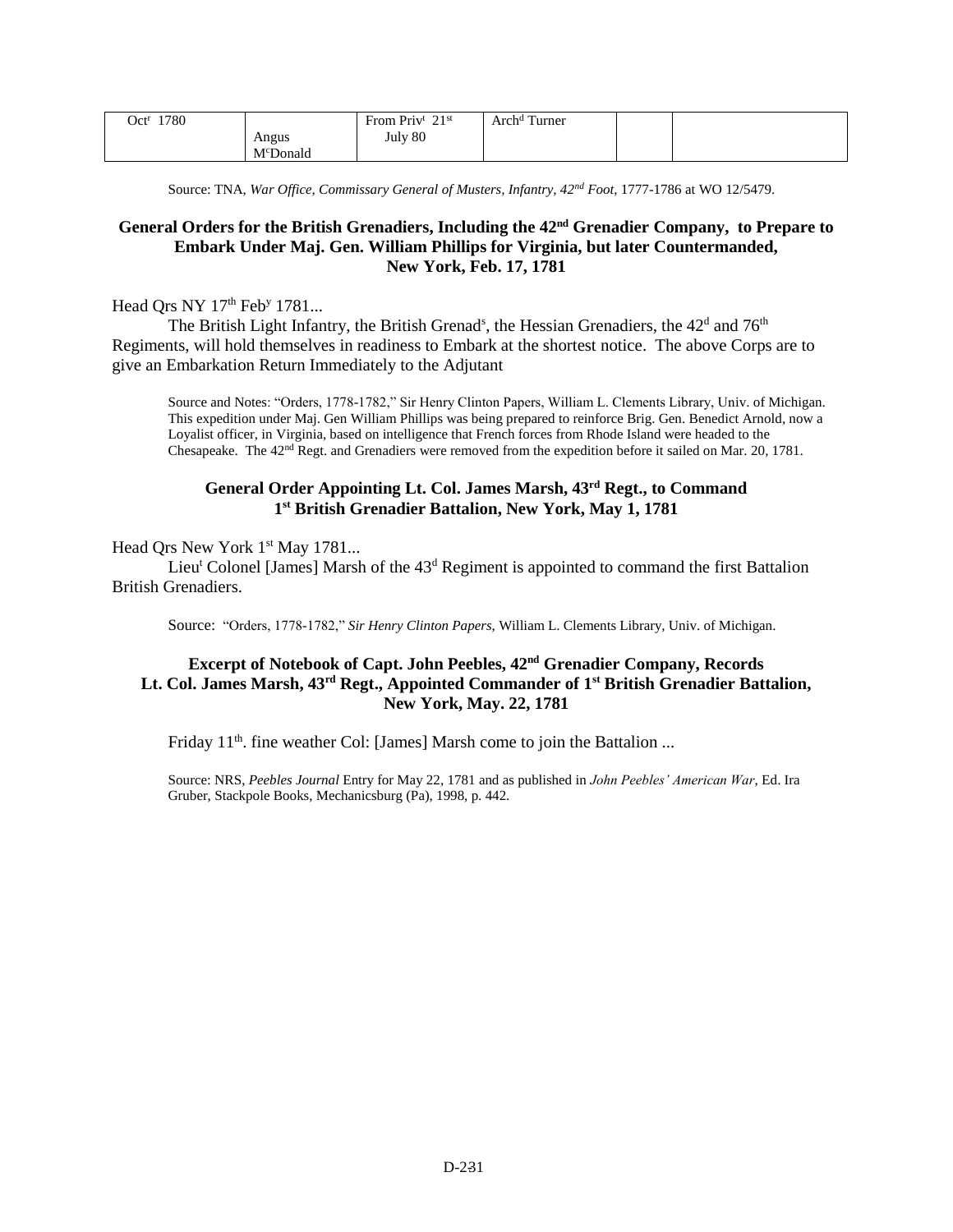| Oct[r] 1780 | Angus M[c]Donald | From Priv[t] 21[st] July 80 | Arch[d] Turner | | |
|---|---|---|---|---|---|

Source: TNA, *War Office, Commissary General of Musters, Infantry, 42[nd] Foot*, 1777-1786 at WO 12/5479.

### General Orders for the British Grenadiers, Including the 42[nd] Grenadier Company, to Prepare to Embark Under Maj. Gen. William Phillips for Virginia, but later Countermanded, New York, Feb. 17, 1781

Head Qrs NY 17[th] Feb[y] 1781...

The British Light Infantry, the British Grenad[s], the Hessian Grenadiers, the 42[d] and 76[th] Regiments, will hold themselves in readiness to Embark at the shortest notice. The above Corps are to give an Embarkation Return Immediately to the Adjutant

Source and Notes: "Orders, 1778-1782," Sir Henry Clinton Papers, William L. Clements Library, Univ. of Michigan. This expedition under Maj. Gen William Phillips was being prepared to reinforce Brig. Gen. Benedict Arnold, now a Loyalist officer, in Virginia, based on intelligence that French forces from Rhode Island were headed to the Chesapeake. The 42[nd] Regt. and Grenadiers were removed from the expedition before it sailed on Mar. 20, 1781.

### General Order Appointing Lt. Col. James Marsh, 43[rd] Regt., to Command 1[st] British Grenadier Battalion, New York, May 1, 1781

Head Qrs New York 1[st] May 1781...

Lieu[t] Colonel [James] Marsh of the 43[d] Regiment is appointed to command the first Battalion British Grenadiers.

Source: "Orders, 1778-1782," *Sir Henry Clinton Papers*, William L. Clements Library, Univ. of Michigan.

### Excerpt of Notebook of Capt. John Peebles, 42[nd] Grenadier Company, Records Lt. Col. James Marsh, 43[rd] Regt., Appointed Commander of 1[st] British Grenadier Battalion, New York, May. 22, 1781

Friday 11[th]. fine weather Col: [James] Marsh come to join the Battalion ...

Source: NRS, *Peebles Journal* Entry for May 22, 1781 and as published in *John Peebles' American War*, Ed. Ira Gruber, Stackpole Books, Mechanicsburg (Pa), 1998, p. 442.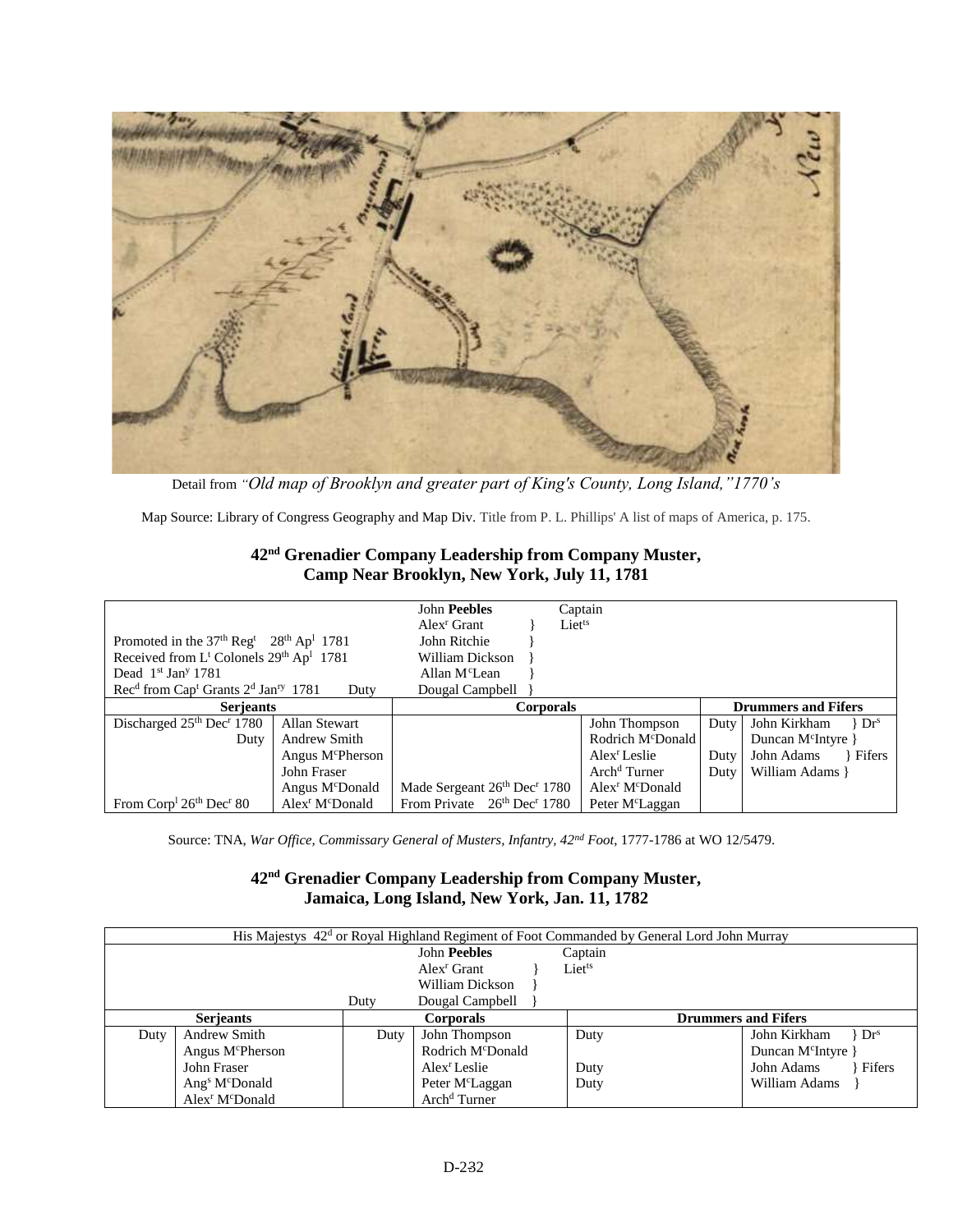Detail from *"Old map of Brooklyn and greater part of King's County, Long Island,"1770's*

Map Source: Library of Congress Geography and Map Div. Title from P. L. Phillips' A list of maps of America, p. 175.

## 42nd Grenadier Company Leadership from Company Muster, Camp Near Brooklyn, New York, July 11, 1781

| | | | | | |
|---|---|---|---|---|---|
| | | John **Peebles** Captain | | | |
| | | Alexr Grant } Lietts | | | |
| Promoted in the 37th Regt 28th Apl 1781 | | John Ritchie } | | | |
| Received from Lt Colonels 29th Apl 1781 | | William Dickson } | | | |
| Dead 1st Jany 1781 | | Allan McLean } | | | |
| Recd from Capt Grants 2d Janry 1781 Duty | | Dougal Campbell } | | | |
| **Serjeants** | | **Corporals** | | **Drummers and Fifers** | |
| Discharged 25th Decr 1780 | Allan Stewart | | John Thompson | Duty | John Kirkham } Drs |
| Duty | Andrew Smith | | Rodrich McDonald | | Duncan McIntyre } |
| | Angus McPherson | | Alexr Leslie | Duty | John Adams } Fifers |
| | John Fraser | | Archd Turner | Duty | William Adams } |
| | Angus McDonald | Made Sergeant 26th Decr 1780 | Alexr McDonald | | |
| From Corpl 26th Decr 80 | Alexr McDonald | From Private 26th Decr 1780 | Peter McLaggan | | |

Source: TNA, *War Office, Commissary General of Musters, Infantry, 42nd Foot*, 1777-1786 at WO 12/5479.

## 42nd Grenadier Company Leadership from Company Muster, Jamaica, Long Island, New York, Jan. 11, 1782

| | | | | | |
|---|---|---|---|---|---|
| His Majestys 42d or Royal Highland Regiment of Foot Commanded by General Lord John Murray | | | | | |
| | | | John **Peebles** Captain | | |
| | | | Alexr Grant } Lietts | | |
| | | | William Dickson } | | |
| | | Duty | Dougal Campbell } | | |
| **Serjeants** | | **Corporals** | | **Drummers and Fifers** | |
| Duty | Andrew Smith | Duty | John Thompson | Duty | John Kirkham } Drs |
| | Angus McPherson | | Rodrich McDonald | | Duncan McIntyre } |
| | John Fraser | | Alexr Leslie | Duty | John Adams } Fifers |
| | Angs McDonald | | Peter McLaggan | Duty | William Adams } |
| | Alexr McDonald | | Archd Turner | | |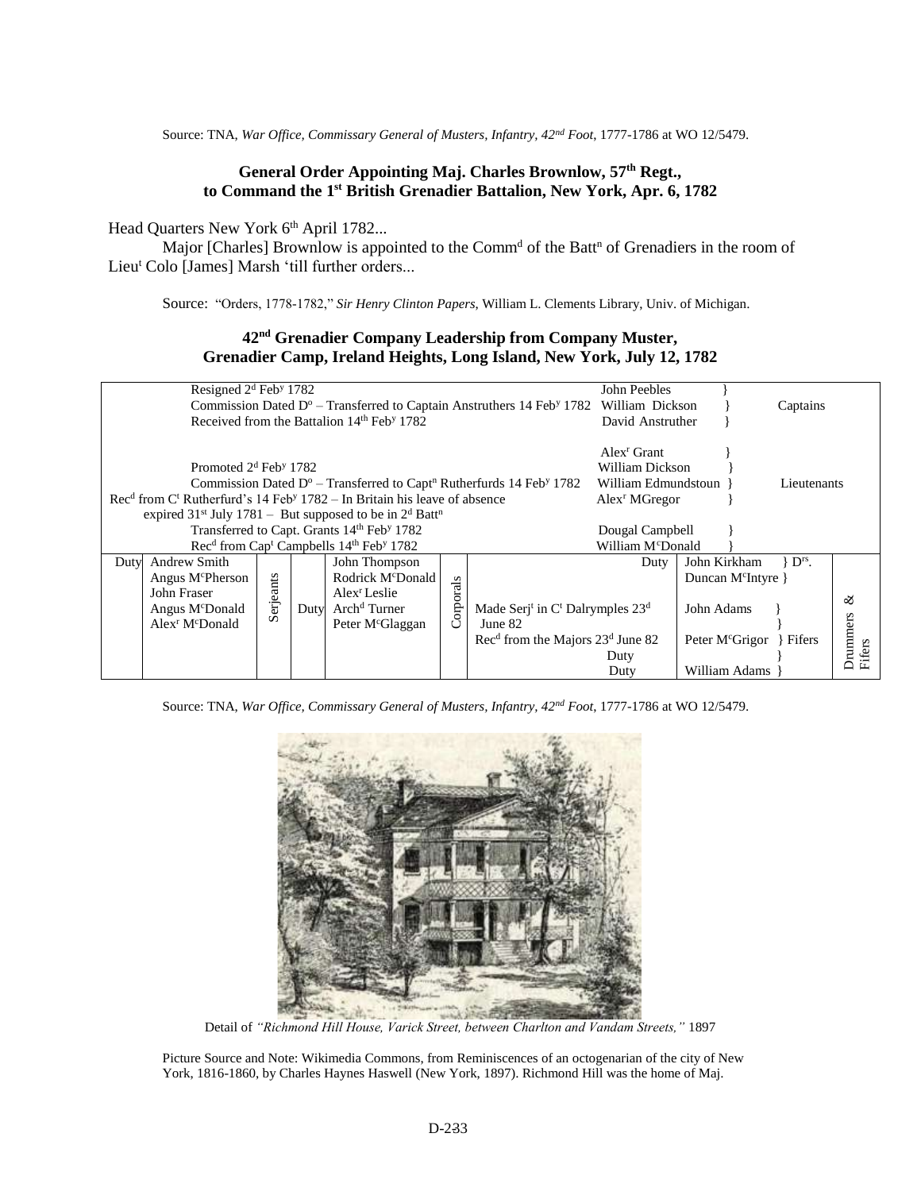Source: TNA, *War Office, Commissary General of Musters, Infantry, 42nd Foot*, 1777-1786 at WO 12/5479.

### General Order Appointing Maj. Charles Brownlow, 57th Regt., to Command the 1st British Grenadier Battalion, New York, Apr. 6, 1782

Head Quarters New York 6th April 1782...

Major [Charles] Brownlow is appointed to the Comm^d of the Batt^n of Grenadiers in the room of Lieu^t Colo [James] Marsh 'till further orders...

Source: "Orders, 1778-1782," *Sir Henry Clinton Papers*, William L. Clements Library, Univ. of Michigan.

### 42nd Grenadier Company Leadership from Company Muster, Grenadier Camp, Ireland Heights, Long Island, New York, July 12, 1782

| Remarks | Name | Rank |
|---|---|---|
| Resigned 2^d Feb^y 1782 | John Peebles | Captains |
| Commission Dated D^o – Transferred to Captain Anstruthers 14 Feb^y 1782 | William Dickson | Captains |
| Received from the Battalion 14^th Feb^y 1782 | David Anstruther | Captains |
| | Alex^r Grant | Lieutenants |
| Promoted 2^d Feb^y 1782 | William Dickson | Lieutenants |
| Commission Dated D^o – Transferred to Capt^n Rutherfurds 14 Feb^y 1782 | William Edmundstoun | Lieutenants |
| Rec^d from C^t Rutherfurd's 14 Feb^y 1782 – In Britain his leave of absence expired 31^st July 1781 – But supposed to be in 2^d Batt^n | Alex^r MGregor | Lieutenants |
| Transferred to Capt. Grants 14^th Feb^y 1782 | Dougal Campbell | Lieutenants |
| Rec^d from Cap^t Campbells 14^th Feb^y 1782 | William M^cDonald | Lieutenants |

| Remarks | Serjeants | Remarks | Corporals | Remarks | Drummers & Fifers |
|---|---|---|---|---|---|
| Duty | Andrew Smith | | John Thompson | Duty | John Kirkham } D^rs. |
| | Angus M^cPherson | | Rodrick M^cDonald | | Duncan M^cIntyre } D^rs. |
| | John Fraser | | Alex^r Leslie | | |
| | Angus M^cDonald | Duty | Arch^d Turner | Made Serj^t in C^t Dalrymples 23^d June 82 | John Adams } Fifers |
| | Alex^r M^cDonald | | Peter M^cGlaggan | Rec^d from the Majors 23^d June 82 | Peter M^cGrigor } Fifers |
| | | | | Duty | |
| | | | | Duty | William Adams } Fifers |

Source: TNA, *War Office, Commissary General of Musters, Infantry, 42nd Foot*, 1777-1786 at WO 12/5479.

Detail of *"Richmond Hill House, Varick Street, between Charlton and Vandam Streets,"* 1897

Picture Source and Note: Wikimedia Commons, from Reminiscences of an octogenarian of the city of New York, 1816-1860, by Charles Haynes Haswell (New York, 1897). Richmond Hill was the home of Maj.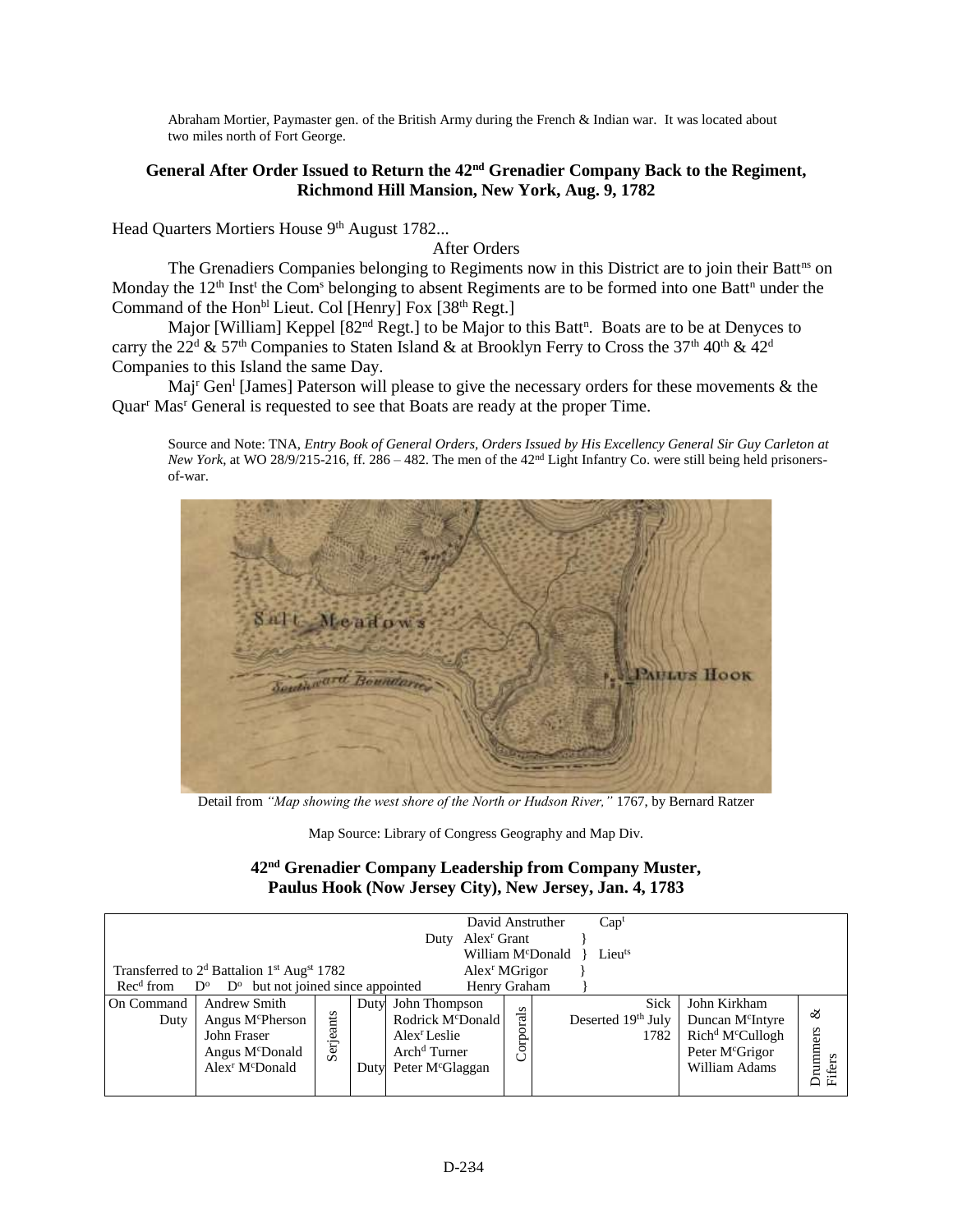Abraham Mortier, Paymaster gen. of the British Army during the French & Indian war. It was located about two miles north of Fort George.

### General After Order Issued to Return the 42nd Grenadier Company Back to the Regiment, Richmond Hill Mansion, New York, Aug. 9, 1782

Head Quarters Mortiers House 9th August 1782...

After Orders

The Grenadiers Companies belonging to Regiments now in this District are to join their Battns on Monday the 12th Instt the Coms belonging to absent Regiments are to be formed into one Battn under the Command of the Honbl Lieut. Col [Henry] Fox [38th Regt.]

Major [William] Keppel [82nd Regt.] to be Major to this Battn. Boats are to be at Denyces to carry the 22d & 57th Companies to Staten Island & at Brooklyn Ferry to Cross the 37th 40th & 42d Companies to this Island the same Day.

Majr Genl [James] Paterson will please to give the necessary orders for these movements & the Quar Masr General is requested to see that Boats are ready at the proper Time.

Source and Note: TNA, *Entry Book of General Orders, Orders Issued by His Excellency General Sir Guy Carleton at New York*, at WO 28/9/215-216, ff. 286 – 482. The men of the 42nd Light Infantry Co. were still being held prisoners-of-war.

Detail from *"Map showing the west shore of the North or Hudson River,"* 1767, by Bernard Ratzer

Map Source: Library of Congress Geography and Map Div.

### 42nd Grenadier Company Leadership from Company Muster, Paulus Hook (Now Jersey City), New Jersey, Jan. 4, 1783

| | | | | | | | | |
|---|---|---|---|---|---|---|---|---|
| | | | | David Anstruther | Capt | | | |
| | | | Duty | Alexr Grant | Lieuts | | | |
| | | | | William McDonald | | | | |
| Transferred to 2d Battalion 1st Augst 1782 | | | | Alexr MGrigor | | | | |
| Recd from Do Do but not joined since appointed | | | | Henry Graham | | | | |
| On Command | Andrew Smith | Serjeants | Duty | John Thompson | Corporals | Sick | John Kirkham | Drummers & Fifers |
| Duty | Angus McPherson | | | Rodrick McDonald | | Deserted 19th July 1782 | Duncan McIntyre | |
| | John Fraser | | | Alexr Leslie | | | Richd McCullogh | |
| | Angus McDonald | | | Archd Turner | | | Peter McGrigor | |
| | Alexr McDonald | | Duty | Peter McGlaggan | | | William Adams | |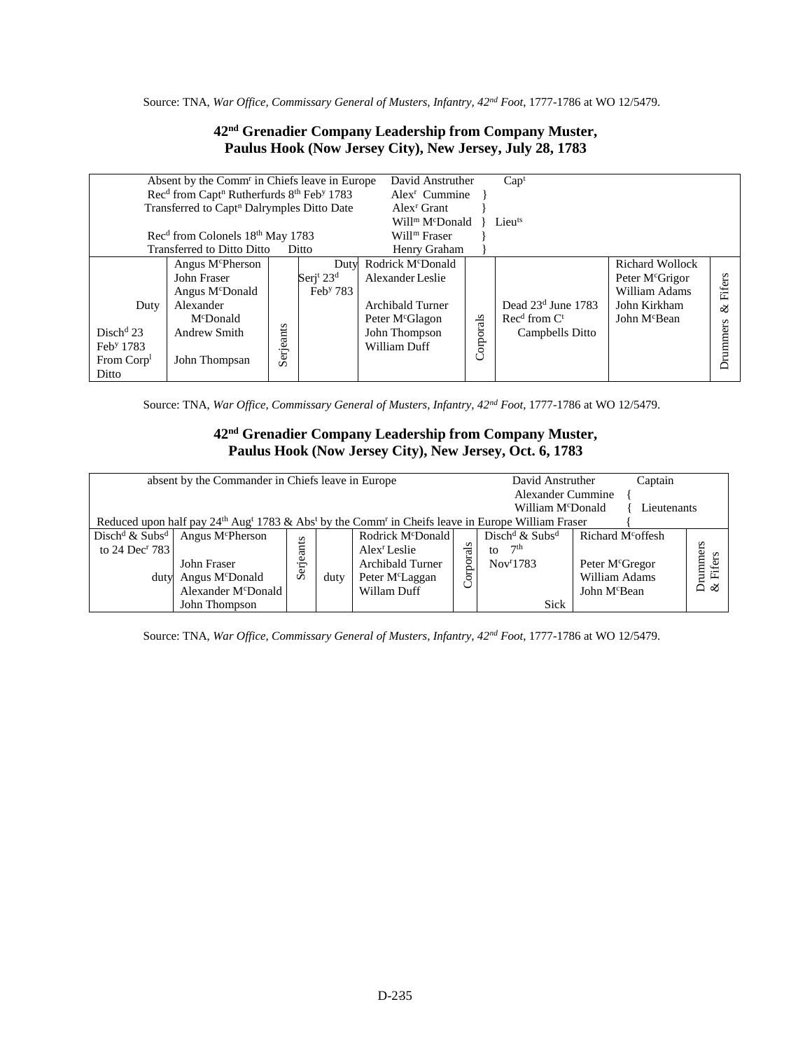Source: TNA, *War Office, Commissary General of Musters, Infantry, 42nd Foot*, 1777-1786 at WO 12/5479.

**42nd Grenadier Company Leadership from Company Muster, Paulus Hook (Now Jersey City), New Jersey, July 28, 1783**

| | | | | | | | | |
|---|---|---|---|---|---|---|---|---|
| Absent by the Commr in Chiefs leave in Europe | | | | David Anstruther | Capt | | | |
| Recd from Captn Rutherfurds 8th Feby 1783 | | | | Alexr Cummine } | | | | |
| Transferred to Captn Dalrymples Ditto Date | | | | Alexr Grant } | | | | |
| | | | | Willm McDonald } | Lieuts | | | |
| Recd from Colonels 18th May 1783 | | | | Willm Fraser } | | | | |
| Transferred to Ditto Ditto Ditto | | | | Henry Graham } | | | | |
| Duty<br><br>Dischd 23 Feby 1783<br>From Corpl Ditto | Angus McPherson<br>John Fraser<br>Angus McDonald<br>Alexander McDonald<br>Andrew Smith<br><br>John Thompsan | Serjeants | Duty<br>Serjt 23d Feby 783 | Rodrick McDonald<br>Alexander Leslie<br><br>Archibald Turner<br>Peter McGlagon<br>John Thompson<br>William Duff | Corporals | Dead 23d June 1783<br>Recd from Ct Campbells Ditto | Richard Wollock<br>Peter McGrigor<br>William Adams<br>John Kirkham<br>John McBean | Drummers & Fifers |

Source: TNA, *War Office, Commissary General of Musters, Infantry, 42nd Foot*, 1777-1786 at WO 12/5479.

**42nd Grenadier Company Leadership from Company Muster, Paulus Hook (Now Jersey City), New Jersey, Oct. 6, 1783**

| | | | | | | | | |
|---|---|---|---|---|---|---|---|---|
| absent by the Commander in Chiefs leave in Europe | | | | | | David Anstruther | Captain | |
| | | | | | | Alexander Cummine { | | |
| | | | | | | William McDonald { | Lieutenants | |
| Reduced upon half pay 24th Augt 1783 & Abst by the Commr in Cheifs leave in Europe William Fraser { | | | | | | | | |
| Dischd & Subsd to 24 Decr 783<br><br><br>duty | Angus McPherson<br><br>John Fraser<br>Angus McDonald<br>Alexander McDonald<br>John Thompson | Serjeants | duty | Rodrick McDonald<br>Alexr Leslie<br>Archibald Turner<br>Peter McLaggan<br>Willam Duff | Corporals | Dischd & Subsd to 7th Novr1783<br><br><br>Sick | Richard McOffesh<br><br>Peter McGregor<br>William Adams<br>John McBean | Drummers & Fifers |

Source: TNA, *War Office, Commissary General of Musters, Infantry, 42nd Foot*, 1777-1786 at WO 12/5479.